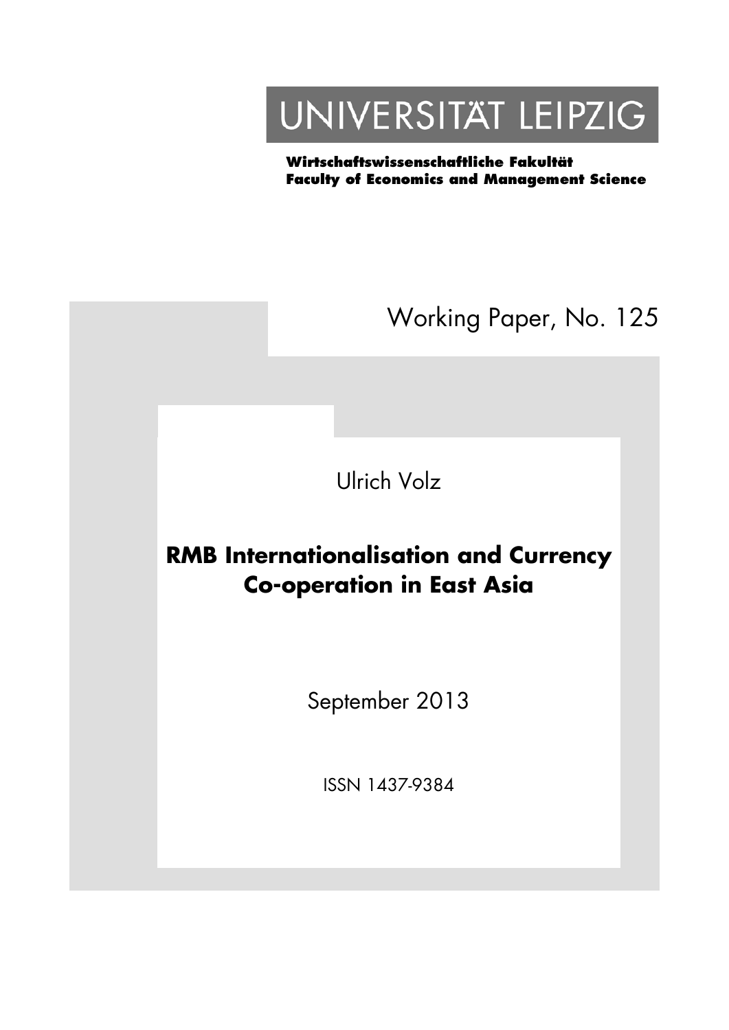UNIVERSITÄT LEIPZIG

**Wirtschaftswissenschaftliche Fakultät**
**Faculty of Economics and Management Science**

Working Paper, No. 125

Ulrich Volz

# RMB Internationalisation and Currency Co-operation in East Asia

September 2013

ISSN 1437-9384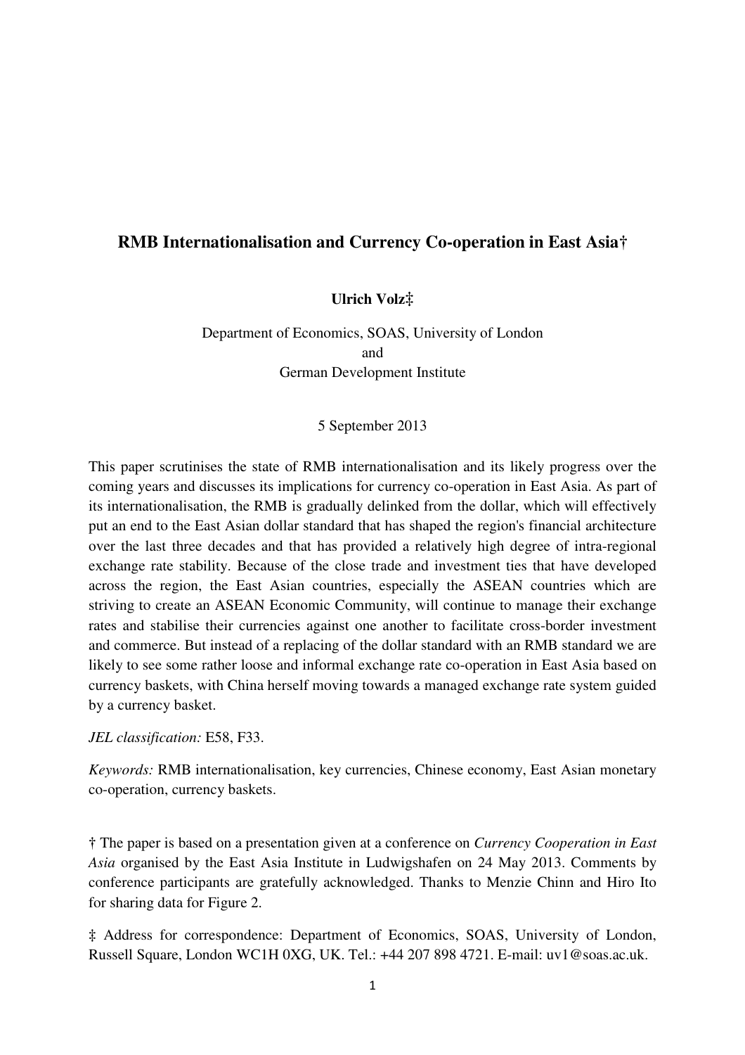# RMB Internationalisation and Currency Co-operation in East Asia†

**Ulrich Volz‡**

Department of Economics, SOAS, University of London
and
German Development Institute

5 September 2013

This paper scrutinises the state of RMB internationalisation and its likely progress over the coming years and discusses its implications for currency co-operation in East Asia. As part of its internationalisation, the RMB is gradually delinked from the dollar, which will effectively put an end to the East Asian dollar standard that has shaped the region's financial architecture over the last three decades and that has provided a relatively high degree of intra-regional exchange rate stability. Because of the close trade and investment ties that have developed across the region, the East Asian countries, especially the ASEAN countries which are striving to create an ASEAN Economic Community, will continue to manage their exchange rates and stabilise their currencies against one another to facilitate cross-border investment and commerce. But instead of a replacing of the dollar standard with an RMB standard we are likely to see some rather loose and informal exchange rate co-operation in East Asia based on currency baskets, with China herself moving towards a managed exchange rate system guided by a currency basket.

*JEL classification:* E58, F33.

*Keywords:* RMB internationalisation, key currencies, Chinese economy, East Asian monetary co-operation, currency baskets.

† The paper is based on a presentation given at a conference on *Currency Cooperation in East Asia* organised by the East Asia Institute in Ludwigshafen on 24 May 2013. Comments by conference participants are gratefully acknowledged. Thanks to Menzie Chinn and Hiro Ito for sharing data for Figure 2.

‡ Address for correspondence: Department of Economics, SOAS, University of London, Russell Square, London WC1H 0XG, UK. Tel.: +44 207 898 4721. E-mail: uv1@soas.ac.uk.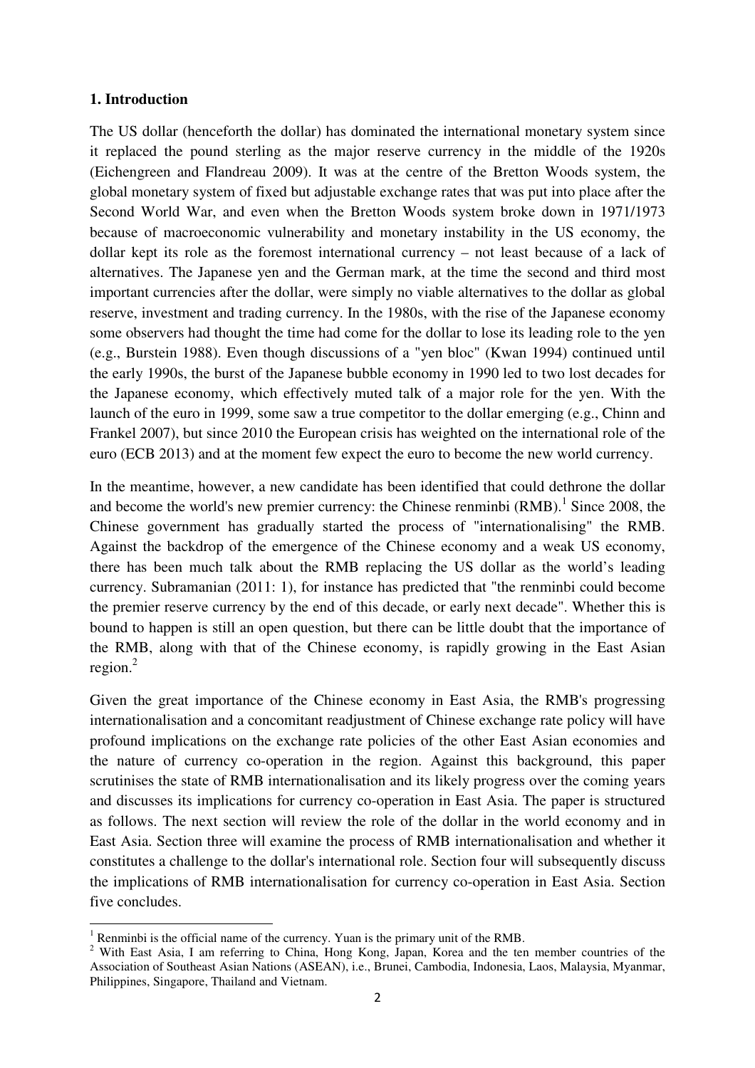## 1. Introduction

The US dollar (henceforth the dollar) has dominated the international monetary system since it replaced the pound sterling as the major reserve currency in the middle of the 1920s (Eichengreen and Flandreau 2009). It was at the centre of the Bretton Woods system, the global monetary system of fixed but adjustable exchange rates that was put into place after the Second World War, and even when the Bretton Woods system broke down in 1971/1973 because of macroeconomic vulnerability and monetary instability in the US economy, the dollar kept its role as the foremost international currency – not least because of a lack of alternatives. The Japanese yen and the German mark, at the time the second and third most important currencies after the dollar, were simply no viable alternatives to the dollar as global reserve, investment and trading currency. In the 1980s, with the rise of the Japanese economy some observers had thought the time had come for the dollar to lose its leading role to the yen (e.g., Burstein 1988). Even though discussions of a "yen bloc" (Kwan 1994) continued until the early 1990s, the burst of the Japanese bubble economy in 1990 led to two lost decades for the Japanese economy, which effectively muted talk of a major role for the yen. With the launch of the euro in 1999, some saw a true competitor to the dollar emerging (e.g., Chinn and Frankel 2007), but since 2010 the European crisis has weighted on the international role of the euro (ECB 2013) and at the moment few expect the euro to become the new world currency.

In the meantime, however, a new candidate has been identified that could dethrone the dollar and become the world's new premier currency: the Chinese renminbi (RMB).[1] Since 2008, the Chinese government has gradually started the process of "internationalising" the RMB. Against the backdrop of the emergence of the Chinese economy and a weak US economy, there has been much talk about the RMB replacing the US dollar as the world's leading currency. Subramanian (2011: 1), for instance has predicted that "the renminbi could become the premier reserve currency by the end of this decade, or early next decade". Whether this is bound to happen is still an open question, but there can be little doubt that the importance of the RMB, along with that of the Chinese economy, is rapidly growing in the East Asian region.[2]

Given the great importance of the Chinese economy in East Asia, the RMB's progressing internationalisation and a concomitant readjustment of Chinese exchange rate policy will have profound implications on the exchange rate policies of the other East Asian economies and the nature of currency co-operation in the region. Against this background, this paper scrutinises the state of RMB internationalisation and its likely progress over the coming years and discusses its implications for currency co-operation in East Asia. The paper is structured as follows. The next section will review the role of the dollar in the world economy and in East Asia. Section three will examine the process of RMB internationalisation and whether it constitutes a challenge to the dollar's international role. Section four will subsequently discuss the implications of RMB internationalisation for currency co-operation in East Asia. Section five concludes.

---

[1] Renminbi is the official name of the currency. Yuan is the primary unit of the RMB.

[2] With East Asia, I am referring to China, Hong Kong, Japan, Korea and the ten member countries of the Association of Southeast Asian Nations (ASEAN), i.e., Brunei, Cambodia, Indonesia, Laos, Malaysia, Myanmar, Philippines, Singapore, Thailand and Vietnam.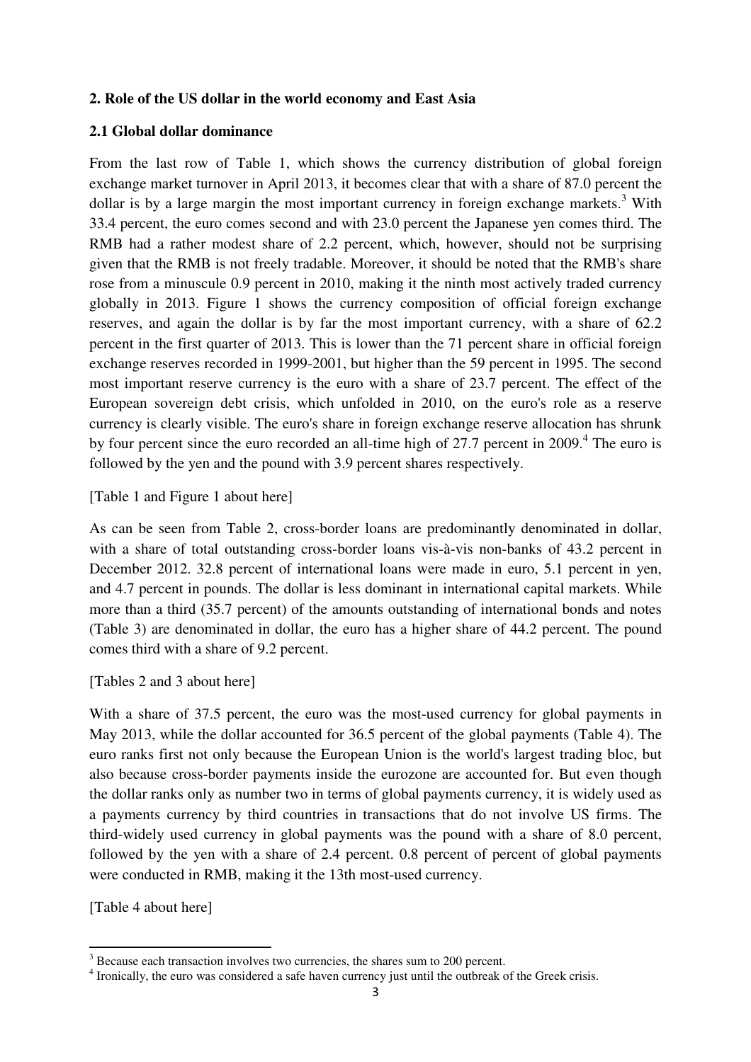**2. Role of the US dollar in the world economy and East Asia**

**2.1 Global dollar dominance**

From the last row of Table 1, which shows the currency distribution of global foreign exchange market turnover in April 2013, it becomes clear that with a share of 87.0 percent the dollar is by a large margin the most important currency in foreign exchange markets.[3] With 33.4 percent, the euro comes second and with 23.0 percent the Japanese yen comes third. The RMB had a rather modest share of 2.2 percent, which, however, should not be surprising given that the RMB is not freely tradable. Moreover, it should be noted that the RMB's share rose from a minuscule 0.9 percent in 2010, making it the ninth most actively traded currency globally in 2013. Figure 1 shows the currency composition of official foreign exchange reserves, and again the dollar is by far the most important currency, with a share of 62.2 percent in the first quarter of 2013. This is lower than the 71 percent share in official foreign exchange reserves recorded in 1999-2001, but higher than the 59 percent in 1995. The second most important reserve currency is the euro with a share of 23.7 percent. The effect of the European sovereign debt crisis, which unfolded in 2010, on the euro's role as a reserve currency is clearly visible. The euro's share in foreign exchange reserve allocation has shrunk by four percent since the euro recorded an all-time high of 27.7 percent in 2009.[4] The euro is followed by the yen and the pound with 3.9 percent shares respectively.

[Table 1 and Figure 1 about here]

As can be seen from Table 2, cross-border loans are predominantly denominated in dollar, with a share of total outstanding cross-border loans vis-à-vis non-banks of 43.2 percent in December 2012. 32.8 percent of international loans were made in euro, 5.1 percent in yen, and 4.7 percent in pounds. The dollar is less dominant in international capital markets. While more than a third (35.7 percent) of the amounts outstanding of international bonds and notes (Table 3) are denominated in dollar, the euro has a higher share of 44.2 percent. The pound comes third with a share of 9.2 percent.

[Tables 2 and 3 about here]

With a share of 37.5 percent, the euro was the most-used currency for global payments in May 2013, while the dollar accounted for 36.5 percent of the global payments (Table 4). The euro ranks first not only because the European Union is the world's largest trading bloc, but also because cross-border payments inside the eurozone are accounted for. But even though the dollar ranks only as number two in terms of global payments currency, it is widely used as a payments currency by third countries in transactions that do not involve US firms. The third-widely used currency in global payments was the pound with a share of 8.0 percent, followed by the yen with a share of 2.4 percent. 0.8 percent of percent of global payments were conducted in RMB, making it the 13th most-used currency.

[Table 4 about here]

---

[3] Because each transaction involves two currencies, the shares sum to 200 percent.

[4] Ironically, the euro was considered a safe haven currency just until the outbreak of the Greek crisis.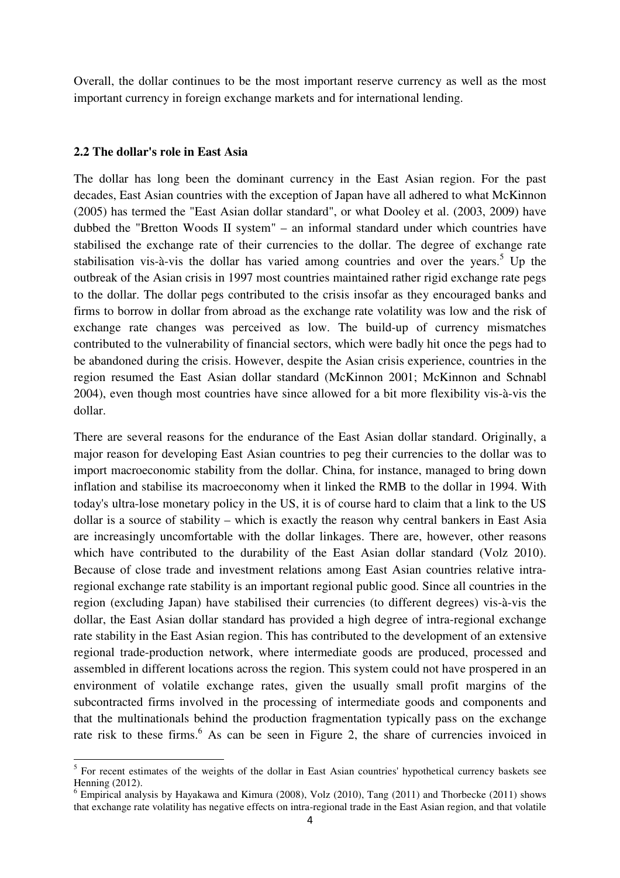Overall, the dollar continues to be the most important reserve currency as well as the most important currency in foreign exchange markets and for international lending.

### 2.2 The dollar's role in East Asia

The dollar has long been the dominant currency in the East Asian region. For the past decades, East Asian countries with the exception of Japan have all adhered to what McKinnon (2005) has termed the "East Asian dollar standard", or what Dooley et al. (2003, 2009) have dubbed the "Bretton Woods II system" – an informal standard under which countries have stabilised the exchange rate of their currencies to the dollar. The degree of exchange rate stabilisation vis-à-vis the dollar has varied among countries and over the years.[5] Up the outbreak of the Asian crisis in 1997 most countries maintained rather rigid exchange rate pegs to the dollar. The dollar pegs contributed to the crisis insofar as they encouraged banks and firms to borrow in dollar from abroad as the exchange rate volatility was low and the risk of exchange rate changes was perceived as low. The build-up of currency mismatches contributed to the vulnerability of financial sectors, which were badly hit once the pegs had to be abandoned during the crisis. However, despite the Asian crisis experience, countries in the region resumed the East Asian dollar standard (McKinnon 2001; McKinnon and Schnabl 2004), even though most countries have since allowed for a bit more flexibility vis-à-vis the dollar.

There are several reasons for the endurance of the East Asian dollar standard. Originally, a major reason for developing East Asian countries to peg their currencies to the dollar was to import macroeconomic stability from the dollar. China, for instance, managed to bring down inflation and stabilise its macroeconomy when it linked the RMB to the dollar in 1994. With today's ultra-lose monetary policy in the US, it is of course hard to claim that a link to the US dollar is a source of stability – which is exactly the reason why central bankers in East Asia are increasingly uncomfortable with the dollar linkages. There are, however, other reasons which have contributed to the durability of the East Asian dollar standard (Volz 2010). Because of close trade and investment relations among East Asian countries relative intra-regional exchange rate stability is an important regional public good. Since all countries in the region (excluding Japan) have stabilised their currencies (to different degrees) vis-à-vis the dollar, the East Asian dollar standard has provided a high degree of intra-regional exchange rate stability in the East Asian region. This has contributed to the development of an extensive regional trade-production network, where intermediate goods are produced, processed and assembled in different locations across the region. This system could not have prospered in an environment of volatile exchange rates, given the usually small profit margins of the subcontracted firms involved in the processing of intermediate goods and components and that the multinationals behind the production fragmentation typically pass on the exchange rate risk to these firms.[6] As can be seen in Figure 2, the share of currencies invoiced in

---

[5] For recent estimates of the weights of the dollar in East Asian countries' hypothetical currency baskets see Henning (2012).

[6] Empirical analysis by Hayakawa and Kimura (2008), Volz (2010), Tang (2011) and Thorbecke (2011) shows that exchange rate volatility has negative effects on intra-regional trade in the East Asian region, and that volatile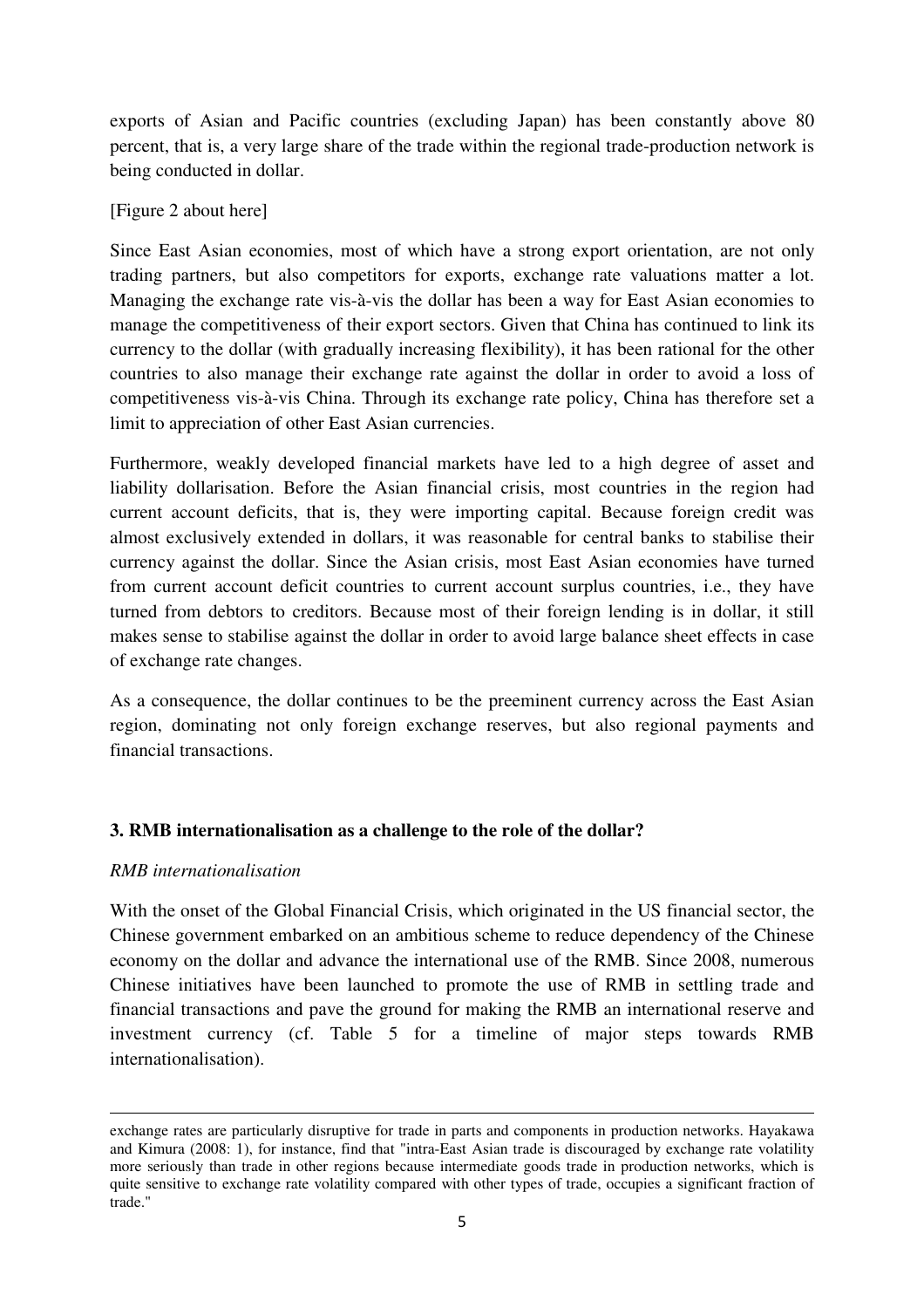exports of Asian and Pacific countries (excluding Japan) has been constantly above 80 percent, that is, a very large share of the trade within the regional trade-production network is being conducted in dollar.

[Figure 2 about here]

Since East Asian economies, most of which have a strong export orientation, are not only trading partners, but also competitors for exports, exchange rate valuations matter a lot. Managing the exchange rate vis-à-vis the dollar has been a way for East Asian economies to manage the competitiveness of their export sectors. Given that China has continued to link its currency to the dollar (with gradually increasing flexibility), it has been rational for the other countries to also manage their exchange rate against the dollar in order to avoid a loss of competitiveness vis-à-vis China. Through its exchange rate policy, China has therefore set a limit to appreciation of other East Asian currencies.

Furthermore, weakly developed financial markets have led to a high degree of asset and liability dollarisation. Before the Asian financial crisis, most countries in the region had current account deficits, that is, they were importing capital. Because foreign credit was almost exclusively extended in dollars, it was reasonable for central banks to stabilise their currency against the dollar. Since the Asian crisis, most East Asian economies have turned from current account deficit countries to current account surplus countries, i.e., they have turned from debtors to creditors. Because most of their foreign lending is in dollar, it still makes sense to stabilise against the dollar in order to avoid large balance sheet effects in case of exchange rate changes.

As a consequence, the dollar continues to be the preeminent currency across the East Asian region, dominating not only foreign exchange reserves, but also regional payments and financial transactions.

## 3. RMB internationalisation as a challenge to the role of the dollar?

*RMB internationalisation*

With the onset of the Global Financial Crisis, which originated in the US financial sector, the Chinese government embarked on an ambitious scheme to reduce dependency of the Chinese economy on the dollar and advance the international use of the RMB. Since 2008, numerous Chinese initiatives have been launched to promote the use of RMB in settling trade and financial transactions and pave the ground for making the RMB an international reserve and investment currency (cf. Table 5 for a timeline of major steps towards RMB internationalisation).

---

exchange rates are particularly disruptive for trade in parts and components in production networks. Hayakawa and Kimura (2008: 1), for instance, find that "intra-East Asian trade is discouraged by exchange rate volatility more seriously than trade in other regions because intermediate goods trade in production networks, which is quite sensitive to exchange rate volatility compared with other types of trade, occupies a significant fraction of trade."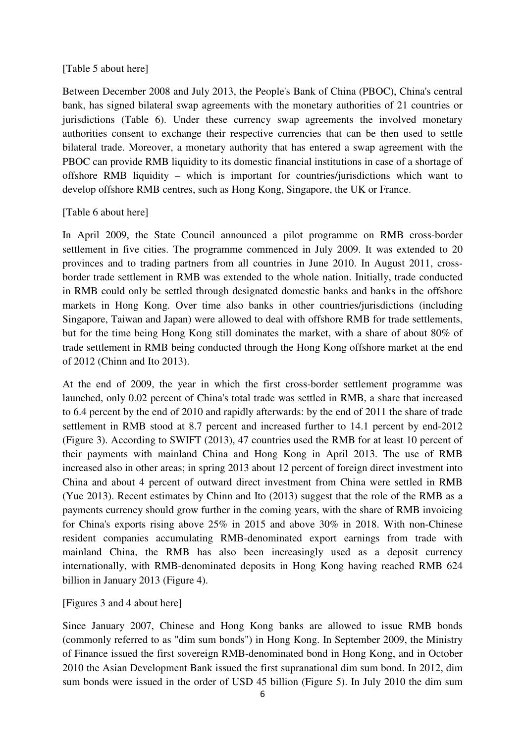[Table 5 about here]

Between December 2008 and July 2013, the People's Bank of China (PBOC), China's central bank, has signed bilateral swap agreements with the monetary authorities of 21 countries or jurisdictions (Table 6). Under these currency swap agreements the involved monetary authorities consent to exchange their respective currencies that can be then used to settle bilateral trade. Moreover, a monetary authority that has entered a swap agreement with the PBOC can provide RMB liquidity to its domestic financial institutions in case of a shortage of offshore RMB liquidity – which is important for countries/jurisdictions which want to develop offshore RMB centres, such as Hong Kong, Singapore, the UK or France.

[Table 6 about here]

In April 2009, the State Council announced a pilot programme on RMB cross-border settlement in five cities. The programme commenced in July 2009. It was extended to 20 provinces and to trading partners from all countries in June 2010. In August 2011, cross-border trade settlement in RMB was extended to the whole nation. Initially, trade conducted in RMB could only be settled through designated domestic banks and banks in the offshore markets in Hong Kong. Over time also banks in other countries/jurisdictions (including Singapore, Taiwan and Japan) were allowed to deal with offshore RMB for trade settlements, but for the time being Hong Kong still dominates the market, with a share of about 80% of trade settlement in RMB being conducted through the Hong Kong offshore market at the end of 2012 (Chinn and Ito 2013).

At the end of 2009, the year in which the first cross-border settlement programme was launched, only 0.02 percent of China's total trade was settled in RMB, a share that increased to 6.4 percent by the end of 2010 and rapidly afterwards: by the end of 2011 the share of trade settlement in RMB stood at 8.7 percent and increased further to 14.1 percent by end-2012 (Figure 3). According to SWIFT (2013), 47 countries used the RMB for at least 10 percent of their payments with mainland China and Hong Kong in April 2013. The use of RMB increased also in other areas; in spring 2013 about 12 percent of foreign direct investment into China and about 4 percent of outward direct investment from China were settled in RMB (Yue 2013). Recent estimates by Chinn and Ito (2013) suggest that the role of the RMB as a payments currency should grow further in the coming years, with the share of RMB invoicing for China's exports rising above 25% in 2015 and above 30% in 2018. With non-Chinese resident companies accumulating RMB-denominated export earnings from trade with mainland China, the RMB has also been increasingly used as a deposit currency internationally, with RMB-denominated deposits in Hong Kong having reached RMB 624 billion in January 2013 (Figure 4).

[Figures 3 and 4 about here]

Since January 2007, Chinese and Hong Kong banks are allowed to issue RMB bonds (commonly referred to as "dim sum bonds") in Hong Kong. In September 2009, the Ministry of Finance issued the first sovereign RMB-denominated bond in Hong Kong, and in October 2010 the Asian Development Bank issued the first supranational dim sum bond. In 2012, dim sum bonds were issued in the order of USD 45 billion (Figure 5). In July 2010 the dim sum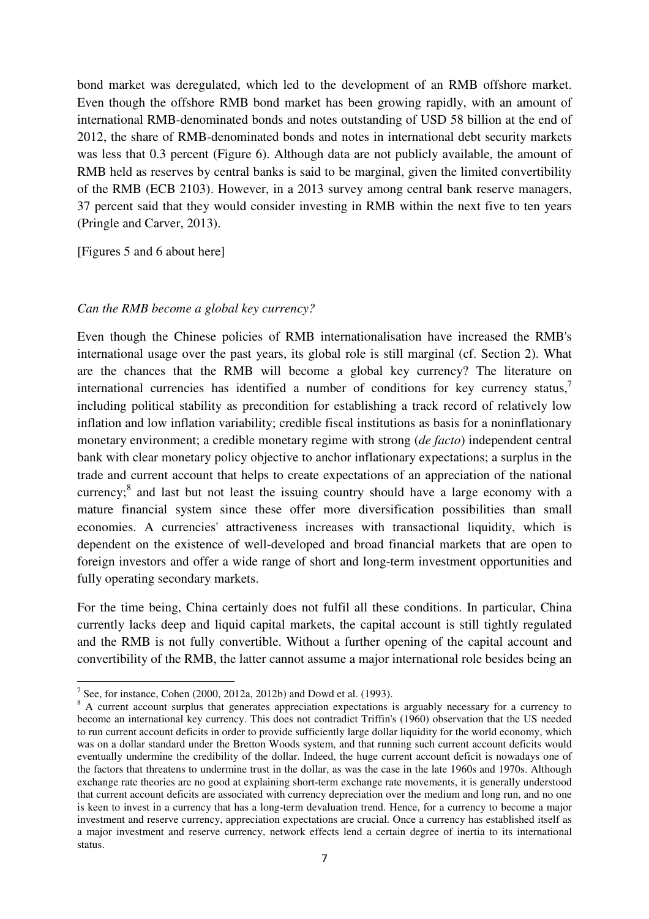bond market was deregulated, which led to the development of an RMB offshore market. Even though the offshore RMB bond market has been growing rapidly, with an amount of international RMB-denominated bonds and notes outstanding of USD 58 billion at the end of 2012, the share of RMB-denominated bonds and notes in international debt security markets was less that 0.3 percent (Figure 6). Although data are not publicly available, the amount of RMB held as reserves by central banks is said to be marginal, given the limited convertibility of the RMB (ECB 2103). However, in a 2013 survey among central bank reserve managers, 37 percent said that they would consider investing in RMB within the next five to ten years (Pringle and Carver, 2013).

[Figures 5 and 6 about here]

*Can the RMB become a global key currency?*

Even though the Chinese policies of RMB internationalisation have increased the RMB's international usage over the past years, its global role is still marginal (cf. Section 2). What are the chances that the RMB will become a global key currency? The literature on international currencies has identified a number of conditions for key currency status,[7] including political stability as precondition for establishing a track record of relatively low inflation and low inflation variability; credible fiscal institutions as basis for a noninflationary monetary environment; a credible monetary regime with strong (*de facto*) independent central bank with clear monetary policy objective to anchor inflationary expectations; a surplus in the trade and current account that helps to create expectations of an appreciation of the national currency;[8] and last but not least the issuing country should have a large economy with a mature financial system since these offer more diversification possibilities than small economies. A currencies' attractiveness increases with transactional liquidity, which is dependent on the existence of well-developed and broad financial markets that are open to foreign investors and offer a wide range of short and long-term investment opportunities and fully operating secondary markets.

For the time being, China certainly does not fulfil all these conditions. In particular, China currently lacks deep and liquid capital markets, the capital account is still tightly regulated and the RMB is not fully convertible. Without a further opening of the capital account and convertibility of the RMB, the latter cannot assume a major international role besides being an

---

[7] See, for instance, Cohen (2000, 2012a, 2012b) and Dowd et al. (1993).

[8] A current account surplus that generates appreciation expectations is arguably necessary for a currency to become an international key currency. This does not contradict Triffin's (1960) observation that the US needed to run current account deficits in order to provide sufficiently large dollar liquidity for the world economy, which was on a dollar standard under the Bretton Woods system, and that running such current account deficits would eventually undermine the credibility of the dollar. Indeed, the huge current account deficit is nowadays one of the factors that threatens to undermine trust in the dollar, as was the case in the late 1960s and 1970s. Although exchange rate theories are no good at explaining short-term exchange rate movements, it is generally understood that current account deficits are associated with currency depreciation over the medium and long run, and no one is keen to invest in a currency that has a long-term devaluation trend. Hence, for a currency to become a major investment and reserve currency, appreciation expectations are crucial. Once a currency has established itself as a major investment and reserve currency, network effects lend a certain degree of inertia to its international status.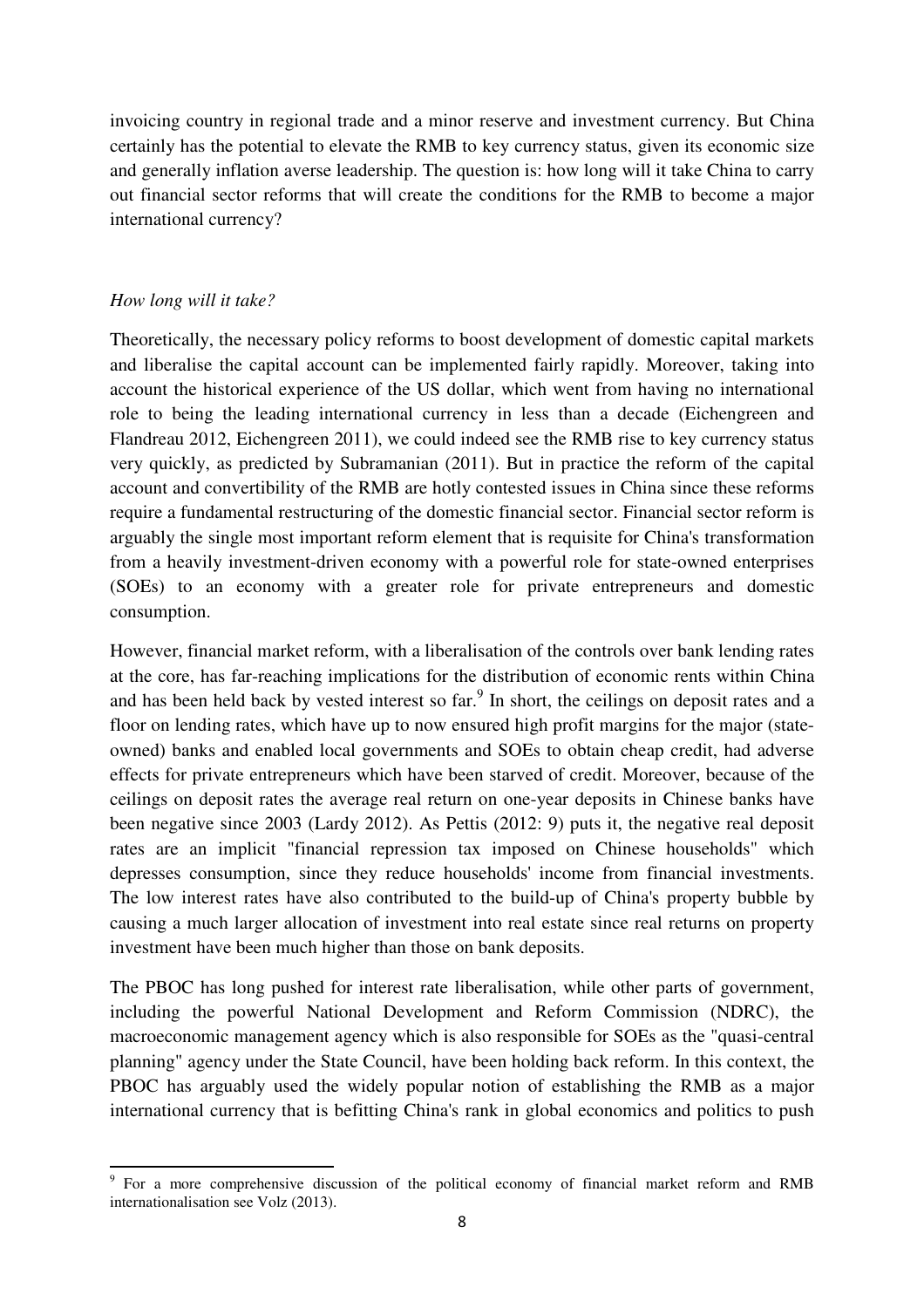invoicing country in regional trade and a minor reserve and investment currency. But China certainly has the potential to elevate the RMB to key currency status, given its economic size and generally inflation averse leadership. The question is: how long will it take China to carry out financial sector reforms that will create the conditions for the RMB to become a major international currency?

*How long will it take?*

Theoretically, the necessary policy reforms to boost development of domestic capital markets and liberalise the capital account can be implemented fairly rapidly. Moreover, taking into account the historical experience of the US dollar, which went from having no international role to being the leading international currency in less than a decade (Eichengreen and Flandreau 2012, Eichengreen 2011), we could indeed see the RMB rise to key currency status very quickly, as predicted by Subramanian (2011). But in practice the reform of the capital account and convertibility of the RMB are hotly contested issues in China since these reforms require a fundamental restructuring of the domestic financial sector. Financial sector reform is arguably the single most important reform element that is requisite for China's transformation from a heavily investment-driven economy with a powerful role for state-owned enterprises (SOEs) to an economy with a greater role for private entrepreneurs and domestic consumption.

However, financial market reform, with a liberalisation of the controls over bank lending rates at the core, has far-reaching implications for the distribution of economic rents within China and has been held back by vested interest so far.[9] In short, the ceilings on deposit rates and a floor on lending rates, which have up to now ensured high profit margins for the major (state-owned) banks and enabled local governments and SOEs to obtain cheap credit, had adverse effects for private entrepreneurs which have been starved of credit. Moreover, because of the ceilings on deposit rates the average real return on one-year deposits in Chinese banks have been negative since 2003 (Lardy 2012). As Pettis (2012: 9) puts it, the negative real deposit rates are an implicit "financial repression tax imposed on Chinese households" which depresses consumption, since they reduce households' income from financial investments. The low interest rates have also contributed to the build-up of China's property bubble by causing a much larger allocation of investment into real estate since real returns on property investment have been much higher than those on bank deposits.

The PBOC has long pushed for interest rate liberalisation, while other parts of government, including the powerful National Development and Reform Commission (NDRC), the macroeconomic management agency which is also responsible for SOEs as the "quasi-central planning" agency under the State Council, have been holding back reform. In this context, the PBOC has arguably used the widely popular notion of establishing the RMB as a major international currency that is befitting China's rank in global economics and politics to push

[9] For a more comprehensive discussion of the political economy of financial market reform and RMB internationalisation see Volz (2013).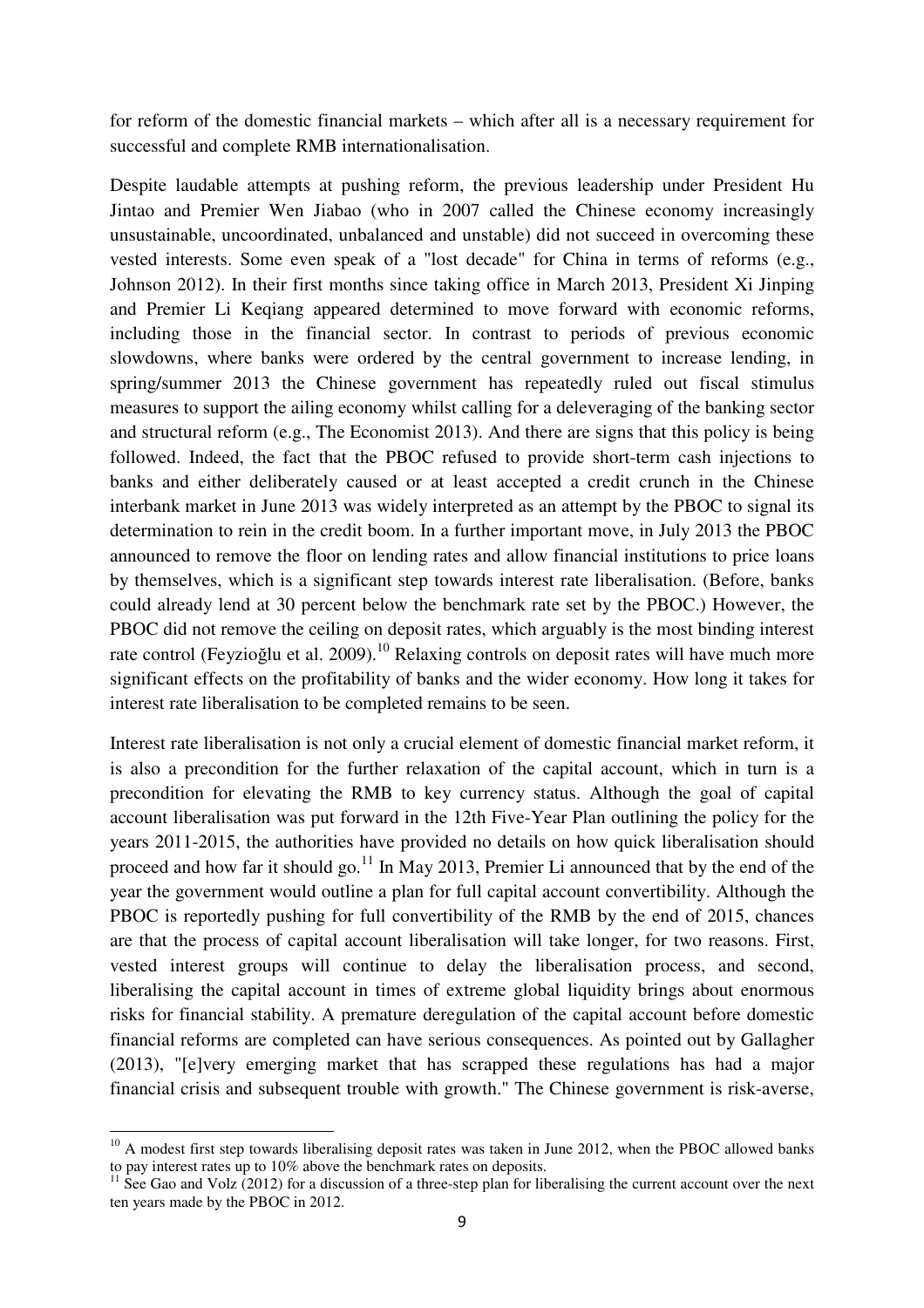for reform of the domestic financial markets – which after all is a necessary requirement for successful and complete RMB internationalisation.

Despite laudable attempts at pushing reform, the previous leadership under President Hu Jintao and Premier Wen Jiabao (who in 2007 called the Chinese economy increasingly unsustainable, uncoordinated, unbalanced and unstable) did not succeed in overcoming these vested interests. Some even speak of a "lost decade" for China in terms of reforms (e.g., Johnson 2012). In their first months since taking office in March 2013, President Xi Jinping and Premier Li Keqiang appeared determined to move forward with economic reforms, including those in the financial sector. In contrast to periods of previous economic slowdowns, where banks were ordered by the central government to increase lending, in spring/summer 2013 the Chinese government has repeatedly ruled out fiscal stimulus measures to support the ailing economy whilst calling for a deleveraging of the banking sector and structural reform (e.g., The Economist 2013). And there are signs that this policy is being followed. Indeed, the fact that the PBOC refused to provide short-term cash injections to banks and either deliberately caused or at least accepted a credit crunch in the Chinese interbank market in June 2013 was widely interpreted as an attempt by the PBOC to signal its determination to rein in the credit boom. In a further important move, in July 2013 the PBOC announced to remove the floor on lending rates and allow financial institutions to price loans by themselves, which is a significant step towards interest rate liberalisation. (Before, banks could already lend at 30 percent below the benchmark rate set by the PBOC.) However, the PBOC did not remove the ceiling on deposit rates, which arguably is the most binding interest rate control (Feyzioğlu et al. 2009).[10] Relaxing controls on deposit rates will have much more significant effects on the profitability of banks and the wider economy. How long it takes for interest rate liberalisation to be completed remains to be seen.

Interest rate liberalisation is not only a crucial element of domestic financial market reform, it is also a precondition for the further relaxation of the capital account, which in turn is a precondition for elevating the RMB to key currency status. Although the goal of capital account liberalisation was put forward in the 12th Five-Year Plan outlining the policy for the years 2011-2015, the authorities have provided no details on how quick liberalisation should proceed and how far it should go.[11] In May 2013, Premier Li announced that by the end of the year the government would outline a plan for full capital account convertibility. Although the PBOC is reportedly pushing for full convertibility of the RMB by the end of 2015, chances are that the process of capital account liberalisation will take longer, for two reasons. First, vested interest groups will continue to delay the liberalisation process, and second, liberalising the capital account in times of extreme global liquidity brings about enormous risks for financial stability. A premature deregulation of the capital account before domestic financial reforms are completed can have serious consequences. As pointed out by Gallagher (2013), "[e]very emerging market that has scrapped these regulations has had a major financial crisis and subsequent trouble with growth." The Chinese government is risk-averse,

---

[10] A modest first step towards liberalising deposit rates was taken in June 2012, when the PBOC allowed banks to pay interest rates up to 10% above the benchmark rates on deposits.

[11] See Gao and Volz (2012) for a discussion of a three-step plan for liberalising the current account over the next ten years made by the PBOC in 2012.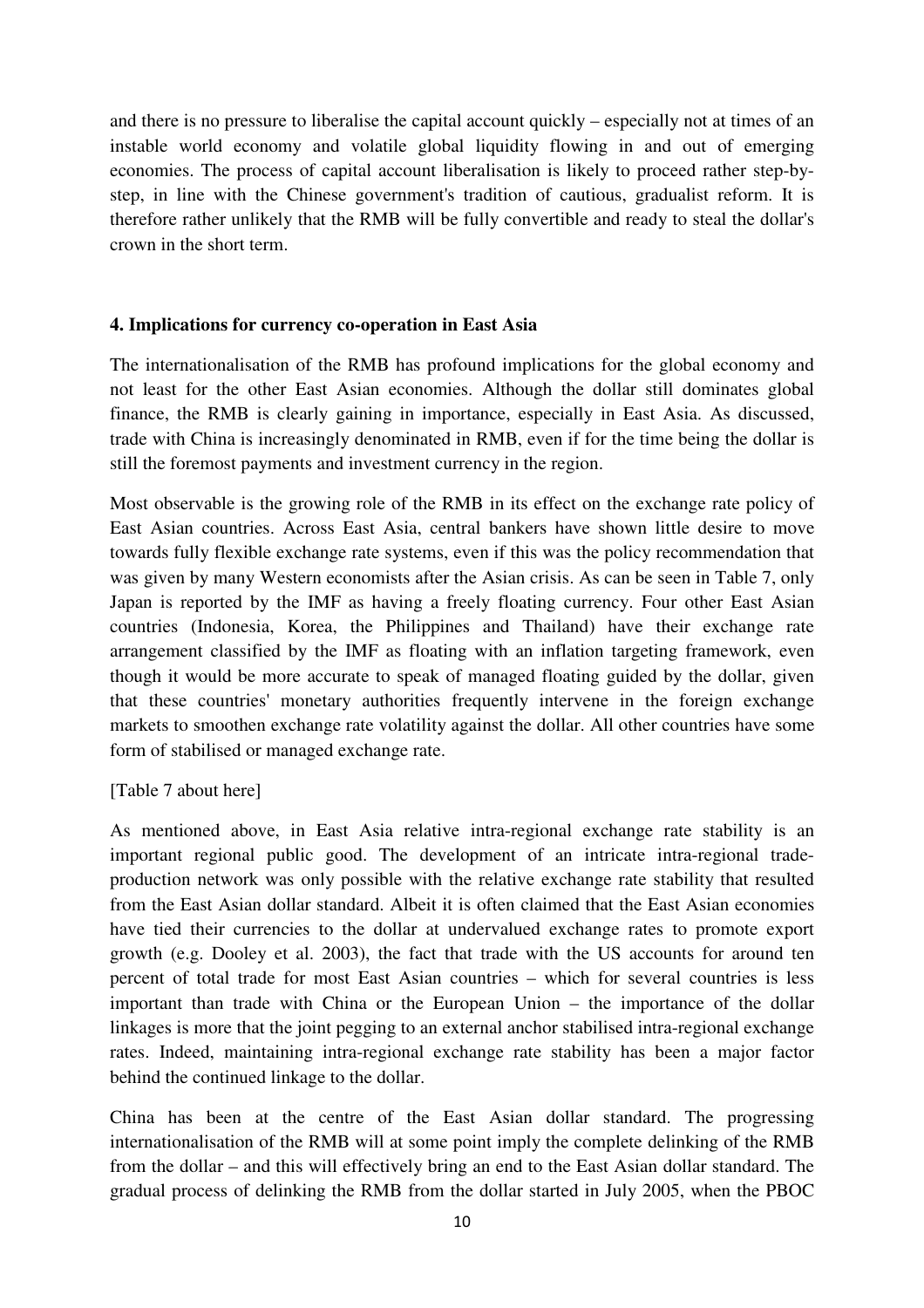and there is no pressure to liberalise the capital account quickly – especially not at times of an instable world economy and volatile global liquidity flowing in and out of emerging economies. The process of capital account liberalisation is likely to proceed rather step-by-step, in line with the Chinese government's tradition of cautious, gradualist reform. It is therefore rather unlikely that the RMB will be fully convertible and ready to steal the dollar's crown in the short term.

## 4. Implications for currency co-operation in East Asia

The internationalisation of the RMB has profound implications for the global economy and not least for the other East Asian economies. Although the dollar still dominates global finance, the RMB is clearly gaining in importance, especially in East Asia. As discussed, trade with China is increasingly denominated in RMB, even if for the time being the dollar is still the foremost payments and investment currency in the region.

Most observable is the growing role of the RMB in its effect on the exchange rate policy of East Asian countries. Across East Asia, central bankers have shown little desire to move towards fully flexible exchange rate systems, even if this was the policy recommendation that was given by many Western economists after the Asian crisis. As can be seen in Table 7, only Japan is reported by the IMF as having a freely floating currency. Four other East Asian countries (Indonesia, Korea, the Philippines and Thailand) have their exchange rate arrangement classified by the IMF as floating with an inflation targeting framework, even though it would be more accurate to speak of managed floating guided by the dollar, given that these countries' monetary authorities frequently intervene in the foreign exchange markets to smoothen exchange rate volatility against the dollar. All other countries have some form of stabilised or managed exchange rate.

[Table 7 about here]

As mentioned above, in East Asia relative intra-regional exchange rate stability is an important regional public good. The development of an intricate intra-regional trade-production network was only possible with the relative exchange rate stability that resulted from the East Asian dollar standard. Albeit it is often claimed that the East Asian economies have tied their currencies to the dollar at undervalued exchange rates to promote export growth (e.g. Dooley et al. 2003), the fact that trade with the US accounts for around ten percent of total trade for most East Asian countries – which for several countries is less important than trade with China or the European Union – the importance of the dollar linkages is more that the joint pegging to an external anchor stabilised intra-regional exchange rates. Indeed, maintaining intra-regional exchange rate stability has been a major factor behind the continued linkage to the dollar.

China has been at the centre of the East Asian dollar standard. The progressing internationalisation of the RMB will at some point imply the complete delinking of the RMB from the dollar – and this will effectively bring an end to the East Asian dollar standard. The gradual process of delinking the RMB from the dollar started in July 2005, when the PBOC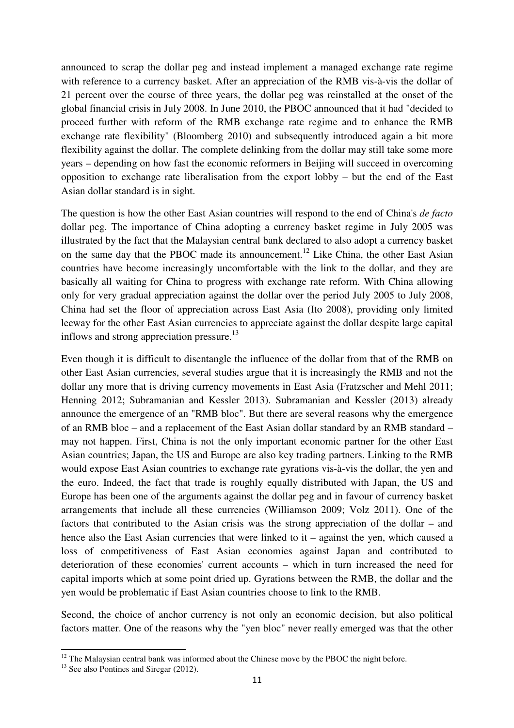announced to scrap the dollar peg and instead implement a managed exchange rate regime with reference to a currency basket. After an appreciation of the RMB vis-à-vis the dollar of 21 percent over the course of three years, the dollar peg was reinstalled at the onset of the global financial crisis in July 2008. In June 2010, the PBOC announced that it had "decided to proceed further with reform of the RMB exchange rate regime and to enhance the RMB exchange rate flexibility" (Bloomberg 2010) and subsequently introduced again a bit more flexibility against the dollar. The complete delinking from the dollar may still take some more years – depending on how fast the economic reformers in Beijing will succeed in overcoming opposition to exchange rate liberalisation from the export lobby – but the end of the East Asian dollar standard is in sight.

The question is how the other East Asian countries will respond to the end of China's *de facto* dollar peg. The importance of China adopting a currency basket regime in July 2005 was illustrated by the fact that the Malaysian central bank declared to also adopt a currency basket on the same day that the PBOC made its announcement.[12] Like China, the other East Asian countries have become increasingly uncomfortable with the link to the dollar, and they are basically all waiting for China to progress with exchange rate reform. With China allowing only for very gradual appreciation against the dollar over the period July 2005 to July 2008, China had set the floor of appreciation across East Asia (Ito 2008), providing only limited leeway for the other East Asian currencies to appreciate against the dollar despite large capital inflows and strong appreciation pressure.[13]

Even though it is difficult to disentangle the influence of the dollar from that of the RMB on other East Asian currencies, several studies argue that it is increasingly the RMB and not the dollar any more that is driving currency movements in East Asia (Fratzscher and Mehl 2011; Henning 2012; Subramanian and Kessler 2013). Subramanian and Kessler (2013) already announce the emergence of an "RMB bloc". But there are several reasons why the emergence of an RMB bloc – and a replacement of the East Asian dollar standard by an RMB standard – may not happen. First, China is not the only important economic partner for the other East Asian countries; Japan, the US and Europe are also key trading partners. Linking to the RMB would expose East Asian countries to exchange rate gyrations vis-à-vis the dollar, the yen and the euro. Indeed, the fact that trade is roughly equally distributed with Japan, the US and Europe has been one of the arguments against the dollar peg and in favour of currency basket arrangements that include all these currencies (Williamson 2009; Volz 2011). One of the factors that contributed to the Asian crisis was the strong appreciation of the dollar – and hence also the East Asian currencies that were linked to it – against the yen, which caused a loss of competitiveness of East Asian economies against Japan and contributed to deterioration of these economies' current accounts – which in turn increased the need for capital imports which at some point dried up. Gyrations between the RMB, the dollar and the yen would be problematic if East Asian countries choose to link to the RMB.

Second, the choice of anchor currency is not only an economic decision, but also political factors matter. One of the reasons why the "yen bloc" never really emerged was that the other

[12] The Malaysian central bank was informed about the Chinese move by the PBOC the night before.

[13] See also Pontines and Siregar (2012).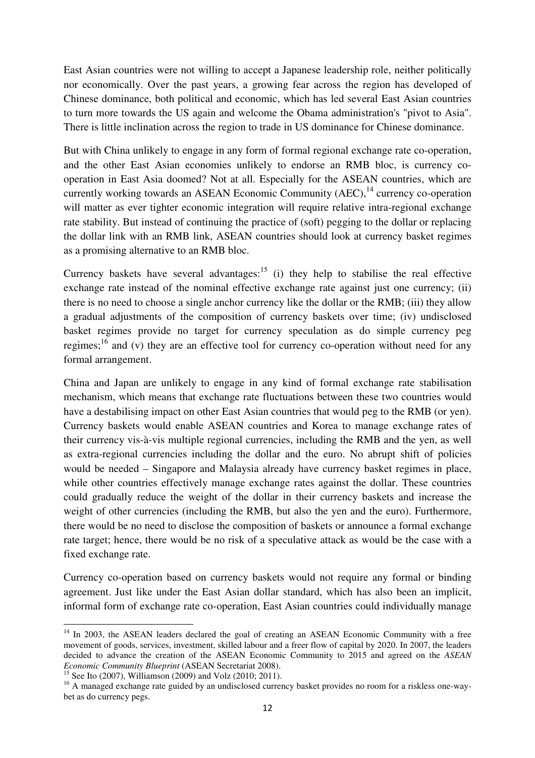East Asian countries were not willing to accept a Japanese leadership role, neither politically nor economically. Over the past years, a growing fear across the region has developed of Chinese dominance, both political and economic, which has led several East Asian countries to turn more towards the US again and welcome the Obama administration's "pivot to Asia". There is little inclination across the region to trade in US dominance for Chinese dominance.

But with China unlikely to engage in any form of formal regional exchange rate co-operation, and the other East Asian economies unlikely to endorse an RMB bloc, is currency co-operation in East Asia doomed? Not at all. Especially for the ASEAN countries, which are currently working towards an ASEAN Economic Community (AEC),[14] currency co-operation will matter as ever tighter economic integration will require relative intra-regional exchange rate stability. But instead of continuing the practice of (soft) pegging to the dollar or replacing the dollar link with an RMB link, ASEAN countries should look at currency basket regimes as a promising alternative to an RMB bloc.

Currency baskets have several advantages:[15] (i) they help to stabilise the real effective exchange rate instead of the nominal effective exchange rate against just one currency; (ii) there is no need to choose a single anchor currency like the dollar or the RMB; (iii) they allow a gradual adjustments of the composition of currency baskets over time; (iv) undisclosed basket regimes provide no target for currency speculation as do simple currency peg regimes;[16] and (v) they are an effective tool for currency co-operation without need for any formal arrangement.

China and Japan are unlikely to engage in any kind of formal exchange rate stabilisation mechanism, which means that exchange rate fluctuations between these two countries would have a destabilising impact on other East Asian countries that would peg to the RMB (or yen). Currency baskets would enable ASEAN countries and Korea to manage exchange rates of their currency vis-à-vis multiple regional currencies, including the RMB and the yen, as well as extra-regional currencies including the dollar and the euro. No abrupt shift of policies would be needed – Singapore and Malaysia already have currency basket regimes in place, while other countries effectively manage exchange rates against the dollar. These countries could gradually reduce the weight of the dollar in their currency baskets and increase the weight of other currencies (including the RMB, but also the yen and the euro). Furthermore, there would be no need to disclose the composition of baskets or announce a formal exchange rate target; hence, there would be no risk of a speculative attack as would be the case with a fixed exchange rate.

Currency co-operation based on currency baskets would not require any formal or binding agreement. Just like under the East Asian dollar standard, which has also been an implicit, informal form of exchange rate co-operation, East Asian countries could individually manage

---

[14] In 2003, the ASEAN leaders declared the goal of creating an ASEAN Economic Community with a free movement of goods, services, investment, skilled labour and a freer flow of capital by 2020. In 2007, the leaders decided to advance the creation of the ASEAN Economic Community to 2015 and agreed on the *ASEAN Economic Community Blueprint* (ASEAN Secretariat 2008).

[15] See Ito (2007), Williamson (2009) and Volz (2010; 2011).

[16] A managed exchange rate guided by an undisclosed currency basket provides no room for a riskless one-way-bet as do currency pegs.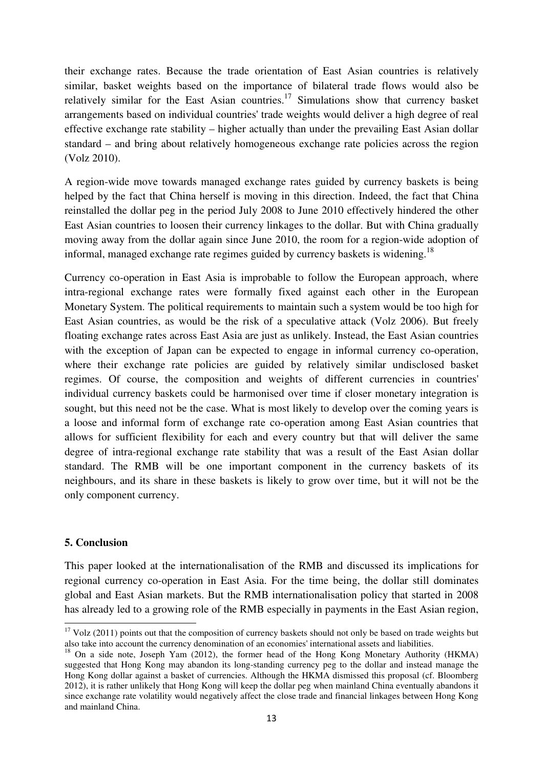their exchange rates. Because the trade orientation of East Asian countries is relatively similar, basket weights based on the importance of bilateral trade flows would also be relatively similar for the East Asian countries.[17] Simulations show that currency basket arrangements based on individual countries' trade weights would deliver a high degree of real effective exchange rate stability – higher actually than under the prevailing East Asian dollar standard – and bring about relatively homogeneous exchange rate policies across the region (Volz 2010).

A region-wide move towards managed exchange rates guided by currency baskets is being helped by the fact that China herself is moving in this direction. Indeed, the fact that China reinstalled the dollar peg in the period July 2008 to June 2010 effectively hindered the other East Asian countries to loosen their currency linkages to the dollar. But with China gradually moving away from the dollar again since June 2010, the room for a region-wide adoption of informal, managed exchange rate regimes guided by currency baskets is widening.[18]

Currency co-operation in East Asia is improbable to follow the European approach, where intra-regional exchange rates were formally fixed against each other in the European Monetary System. The political requirements to maintain such a system would be too high for East Asian countries, as would be the risk of a speculative attack (Volz 2006). But freely floating exchange rates across East Asia are just as unlikely. Instead, the East Asian countries with the exception of Japan can be expected to engage in informal currency co-operation, where their exchange rate policies are guided by relatively similar undisclosed basket regimes. Of course, the composition and weights of different currencies in countries' individual currency baskets could be harmonised over time if closer monetary integration is sought, but this need not be the case. What is most likely to develop over the coming years is a loose and informal form of exchange rate co-operation among East Asian countries that allows for sufficient flexibility for each and every country but that will deliver the same degree of intra-regional exchange rate stability that was a result of the East Asian dollar standard. The RMB will be one important component in the currency baskets of its neighbours, and its share in these baskets is likely to grow over time, but it will not be the only component currency.

## 5. Conclusion

This paper looked at the internationalisation of the RMB and discussed its implications for regional currency co-operation in East Asia. For the time being, the dollar still dominates global and East Asian markets. But the RMB internationalisation policy that started in 2008 has already led to a growing role of the RMB especially in payments in the East Asian region,

---

[17] Volz (2011) points out that the composition of currency baskets should not only be based on trade weights but also take into account the currency denomination of an economies' international assets and liabilities.

[18] On a side note, Joseph Yam (2012), the former head of the Hong Kong Monetary Authority (HKMA) suggested that Hong Kong may abandon its long-standing currency peg to the dollar and instead manage the Hong Kong dollar against a basket of currencies. Although the HKMA dismissed this proposal (cf. Bloomberg 2012), it is rather unlikely that Hong Kong will keep the dollar peg when mainland China eventually abandons it since exchange rate volatility would negatively affect the close trade and financial linkages between Hong Kong and mainland China.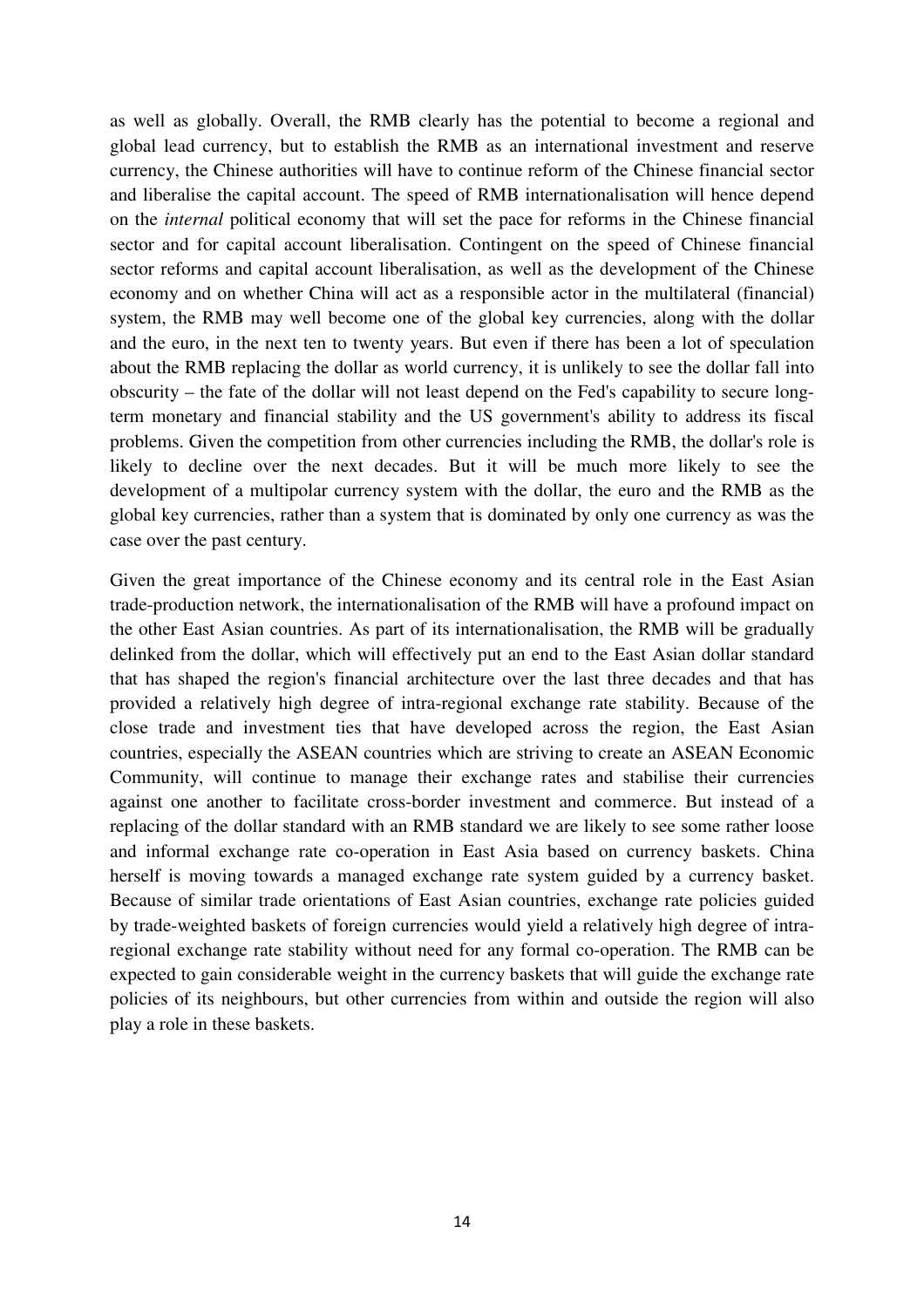as well as globally. Overall, the RMB clearly has the potential to become a regional and global lead currency, but to establish the RMB as an international investment and reserve currency, the Chinese authorities will have to continue reform of the Chinese financial sector and liberalise the capital account. The speed of RMB internationalisation will hence depend on the *internal* political economy that will set the pace for reforms in the Chinese financial sector and for capital account liberalisation. Contingent on the speed of Chinese financial sector reforms and capital account liberalisation, as well as the development of the Chinese economy and on whether China will act as a responsible actor in the multilateral (financial) system, the RMB may well become one of the global key currencies, along with the dollar and the euro, in the next ten to twenty years. But even if there has been a lot of speculation about the RMB replacing the dollar as world currency, it is unlikely to see the dollar fall into obscurity – the fate of the dollar will not least depend on the Fed's capability to secure long-term monetary and financial stability and the US government's ability to address its fiscal problems. Given the competition from other currencies including the RMB, the dollar's role is likely to decline over the next decades. But it will be much more likely to see the development of a multipolar currency system with the dollar, the euro and the RMB as the global key currencies, rather than a system that is dominated by only one currency as was the case over the past century.

Given the great importance of the Chinese economy and its central role in the East Asian trade-production network, the internationalisation of the RMB will have a profound impact on the other East Asian countries. As part of its internationalisation, the RMB will be gradually delinked from the dollar, which will effectively put an end to the East Asian dollar standard that has shaped the region's financial architecture over the last three decades and that has provided a relatively high degree of intra-regional exchange rate stability. Because of the close trade and investment ties that have developed across the region, the East Asian countries, especially the ASEAN countries which are striving to create an ASEAN Economic Community, will continue to manage their exchange rates and stabilise their currencies against one another to facilitate cross-border investment and commerce. But instead of a replacing of the dollar standard with an RMB standard we are likely to see some rather loose and informal exchange rate co-operation in East Asia based on currency baskets. China herself is moving towards a managed exchange rate system guided by a currency basket. Because of similar trade orientations of East Asian countries, exchange rate policies guided by trade-weighted baskets of foreign currencies would yield a relatively high degree of intra-regional exchange rate stability without need for any formal co-operation. The RMB can be expected to gain considerable weight in the currency baskets that will guide the exchange rate policies of its neighbours, but other currencies from within and outside the region will also play a role in these baskets.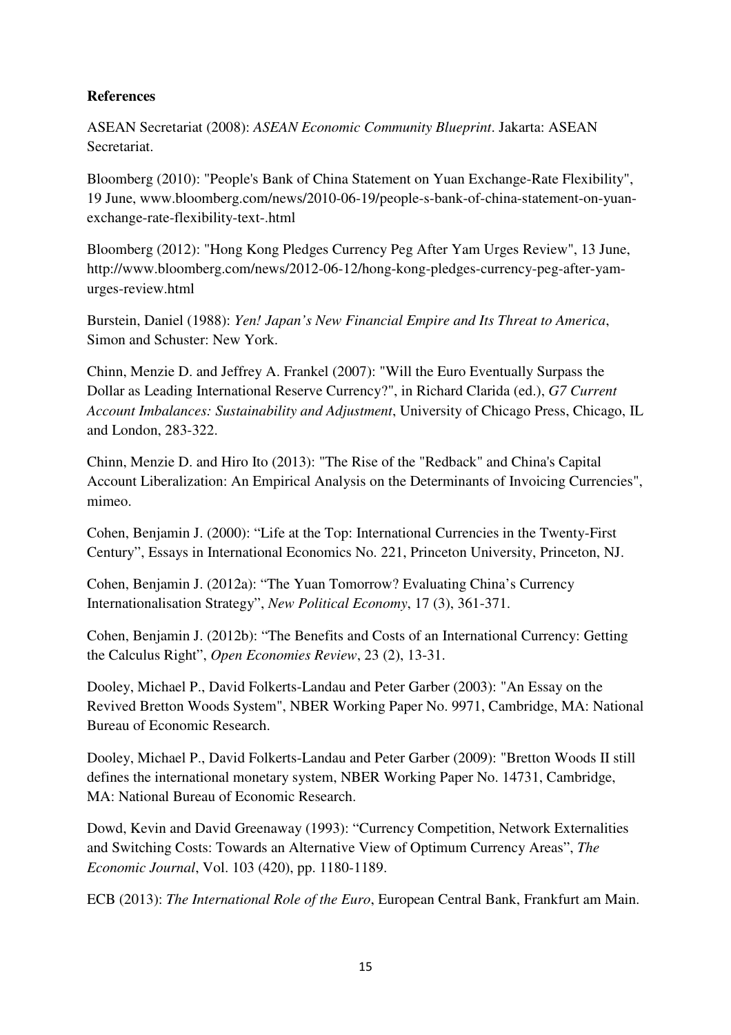**References**

ASEAN Secretariat (2008): *ASEAN Economic Community Blueprint*. Jakarta: ASEAN Secretariat.

Bloomberg (2010): "People's Bank of China Statement on Yuan Exchange-Rate Flexibility", 19 June, www.bloomberg.com/news/2010-06-19/people-s-bank-of-china-statement-on-yuan-exchange-rate-flexibility-text-.html

Bloomberg (2012): "Hong Kong Pledges Currency Peg After Yam Urges Review", 13 June, http://www.bloomberg.com/news/2012-06-12/hong-kong-pledges-currency-peg-after-yam-urges-review.html

Burstein, Daniel (1988): *Yen! Japan's New Financial Empire and Its Threat to America*, Simon and Schuster: New York.

Chinn, Menzie D. and Jeffrey A. Frankel (2007): "Will the Euro Eventually Surpass the Dollar as Leading International Reserve Currency?", in Richard Clarida (ed.), *G7 Current Account Imbalances: Sustainability and Adjustment*, University of Chicago Press, Chicago, IL and London, 283-322.

Chinn, Menzie D. and Hiro Ito (2013): "The Rise of the "Redback" and China's Capital Account Liberalization: An Empirical Analysis on the Determinants of Invoicing Currencies", mimeo.

Cohen, Benjamin J. (2000): "Life at the Top: International Currencies in the Twenty-First Century", Essays in International Economics No. 221, Princeton University, Princeton, NJ.

Cohen, Benjamin J. (2012a): "The Yuan Tomorrow? Evaluating China's Currency Internationalisation Strategy", *New Political Economy*, 17 (3), 361-371.

Cohen, Benjamin J. (2012b): "The Benefits and Costs of an International Currency: Getting the Calculus Right", *Open Economies Review*, 23 (2), 13-31.

Dooley, Michael P., David Folkerts-Landau and Peter Garber (2003): "An Essay on the Revived Bretton Woods System", NBER Working Paper No. 9971, Cambridge, MA: National Bureau of Economic Research.

Dooley, Michael P., David Folkerts-Landau and Peter Garber (2009): "Bretton Woods II still defines the international monetary system, NBER Working Paper No. 14731, Cambridge, MA: National Bureau of Economic Research.

Dowd, Kevin and David Greenaway (1993): "Currency Competition, Network Externalities and Switching Costs: Towards an Alternative View of Optimum Currency Areas", *The Economic Journal*, Vol. 103 (420), pp. 1180-1189.

ECB (2013): *The International Role of the Euro*, European Central Bank, Frankfurt am Main.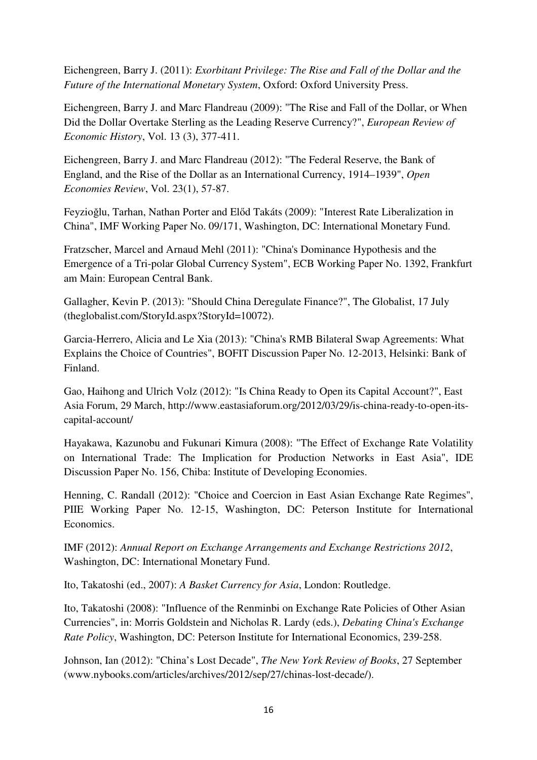Eichengreen, Barry J. (2011): *Exorbitant Privilege: The Rise and Fall of the Dollar and the Future of the International Monetary System*, Oxford: Oxford University Press.

Eichengreen, Barry J. and Marc Flandreau (2009): "The Rise and Fall of the Dollar, or When Did the Dollar Overtake Sterling as the Leading Reserve Currency?", *European Review of Economic History*, Vol. 13 (3), 377-411.

Eichengreen, Barry J. and Marc Flandreau (2012): "The Federal Reserve, the Bank of England, and the Rise of the Dollar as an International Currency, 1914–1939", *Open Economies Review*, Vol. 23(1), 57-87.

Feyzioğlu, Tarhan, Nathan Porter and Előd Takáts (2009): "Interest Rate Liberalization in China", IMF Working Paper No. 09/171, Washington, DC: International Monetary Fund.

Fratzscher, Marcel and Arnaud Mehl (2011): "China's Dominance Hypothesis and the Emergence of a Tri-polar Global Currency System", ECB Working Paper No. 1392, Frankfurt am Main: European Central Bank.

Gallagher, Kevin P. (2013): "Should China Deregulate Finance?", The Globalist, 17 July (theglobalist.com/StoryId.aspx?StoryId=10072).

Garcia-Herrero, Alicia and Le Xia (2013): "China's RMB Bilateral Swap Agreements: What Explains the Choice of Countries", BOFIT Discussion Paper No. 12-2013, Helsinki: Bank of Finland.

Gao, Haihong and Ulrich Volz (2012): "Is China Ready to Open its Capital Account?", East Asia Forum, 29 March, http://www.eastasiaforum.org/2012/03/29/is-china-ready-to-open-its-capital-account/

Hayakawa, Kazunobu and Fukunari Kimura (2008): "The Effect of Exchange Rate Volatility on International Trade: The Implication for Production Networks in East Asia", IDE Discussion Paper No. 156, Chiba: Institute of Developing Economies.

Henning, C. Randall (2012): "Choice and Coercion in East Asian Exchange Rate Regimes", PIIE Working Paper No. 12-15, Washington, DC: Peterson Institute for International Economics.

IMF (2012): *Annual Report on Exchange Arrangements and Exchange Restrictions 2012*, Washington, DC: International Monetary Fund.

Ito, Takatoshi (ed., 2007): *A Basket Currency for Asia*, London: Routledge.

Ito, Takatoshi (2008): "Influence of the Renminbi on Exchange Rate Policies of Other Asian Currencies", in: Morris Goldstein and Nicholas R. Lardy (eds.), *Debating China's Exchange Rate Policy*, Washington, DC: Peterson Institute for International Economics, 239-258.

Johnson, Ian (2012): "China's Lost Decade", *The New York Review of Books*, 27 September (www.nybooks.com/articles/archives/2012/sep/27/chinas-lost-decade/).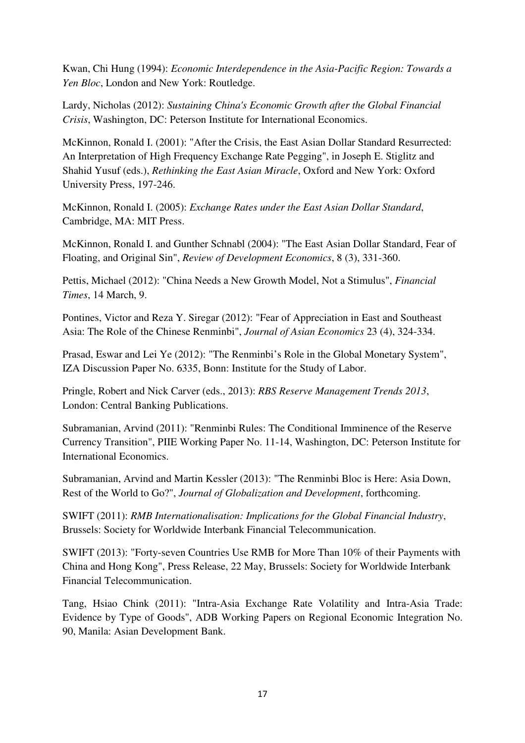Kwan, Chi Hung (1994): *Economic Interdependence in the Asia-Pacific Region: Towards a Yen Bloc*, London and New York: Routledge.

Lardy, Nicholas (2012): *Sustaining China's Economic Growth after the Global Financial Crisis*, Washington, DC: Peterson Institute for International Economics.

McKinnon, Ronald I. (2001): "After the Crisis, the East Asian Dollar Standard Resurrected: An Interpretation of High Frequency Exchange Rate Pegging", in Joseph E. Stiglitz and Shahid Yusuf (eds.), *Rethinking the East Asian Miracle*, Oxford and New York: Oxford University Press, 197-246.

McKinnon, Ronald I. (2005): *Exchange Rates under the East Asian Dollar Standard*, Cambridge, MA: MIT Press.

McKinnon, Ronald I. and Gunther Schnabl (2004): "The East Asian Dollar Standard, Fear of Floating, and Original Sin", *Review of Development Economics*, 8 (3), 331-360.

Pettis, Michael (2012): "China Needs a New Growth Model, Not a Stimulus", *Financial Times*, 14 March, 9.

Pontines, Victor and Reza Y. Siregar (2012): "Fear of Appreciation in East and Southeast Asia: The Role of the Chinese Renminbi", *Journal of Asian Economics* 23 (4), 324-334.

Prasad, Eswar and Lei Ye (2012): "The Renminbi's Role in the Global Monetary System", IZA Discussion Paper No. 6335, Bonn: Institute for the Study of Labor.

Pringle, Robert and Nick Carver (eds., 2013): *RBS Reserve Management Trends 2013*, London: Central Banking Publications.

Subramanian, Arvind (2011): "Renminbi Rules: The Conditional Imminence of the Reserve Currency Transition", PIIE Working Paper No. 11-14, Washington, DC: Peterson Institute for International Economics.

Subramanian, Arvind and Martin Kessler (2013): "The Renminbi Bloc is Here: Asia Down, Rest of the World to Go?", *Journal of Globalization and Development*, forthcoming.

SWIFT (2011): *RMB Internationalisation: Implications for the Global Financial Industry*, Brussels: Society for Worldwide Interbank Financial Telecommunication.

SWIFT (2013): "Forty-seven Countries Use RMB for More Than 10% of their Payments with China and Hong Kong", Press Release, 22 May, Brussels: Society for Worldwide Interbank Financial Telecommunication.

Tang, Hsiao Chink (2011): "Intra-Asia Exchange Rate Volatility and Intra-Asia Trade: Evidence by Type of Goods", ADB Working Papers on Regional Economic Integration No. 90, Manila: Asian Development Bank.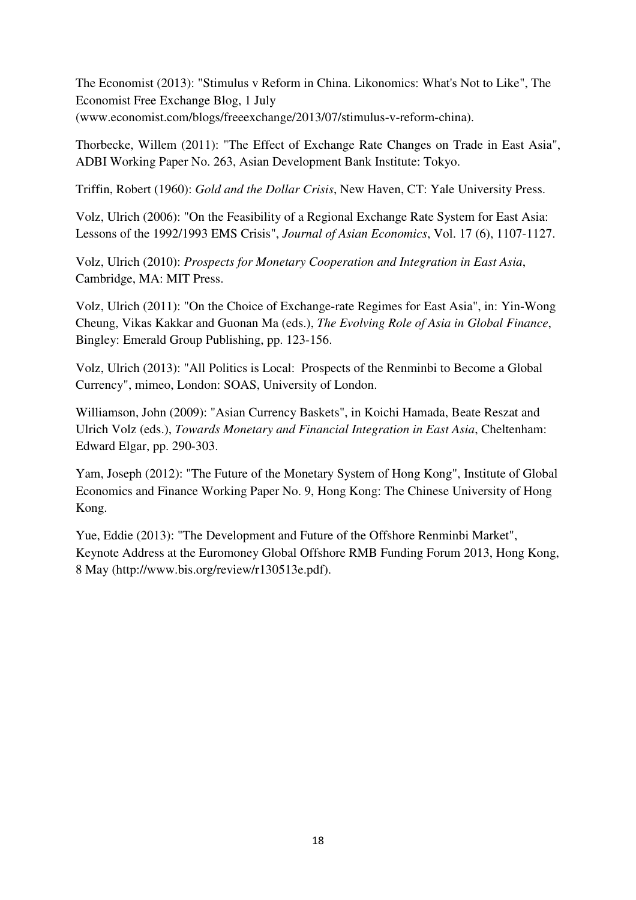The Economist (2013): "Stimulus v Reform in China. Likonomics: What's Not to Like", The Economist Free Exchange Blog, 1 July (www.economist.com/blogs/freeexchange/2013/07/stimulus-v-reform-china).

Thorbecke, Willem (2011): "The Effect of Exchange Rate Changes on Trade in East Asia", ADBI Working Paper No. 263, Asian Development Bank Institute: Tokyo.

Triffin, Robert (1960): *Gold and the Dollar Crisis*, New Haven, CT: Yale University Press.

Volz, Ulrich (2006): "On the Feasibility of a Regional Exchange Rate System for East Asia: Lessons of the 1992/1993 EMS Crisis", *Journal of Asian Economics*, Vol. 17 (6), 1107-1127.

Volz, Ulrich (2010): *Prospects for Monetary Cooperation and Integration in East Asia*, Cambridge, MA: MIT Press.

Volz, Ulrich (2011): "On the Choice of Exchange-rate Regimes for East Asia", in: Yin-Wong Cheung, Vikas Kakkar and Guonan Ma (eds.), *The Evolving Role of Asia in Global Finance*, Bingley: Emerald Group Publishing, pp. 123-156.

Volz, Ulrich (2013): "All Politics is Local: Prospects of the Renminbi to Become a Global Currency", mimeo, London: SOAS, University of London.

Williamson, John (2009): "Asian Currency Baskets", in Koichi Hamada, Beate Reszat and Ulrich Volz (eds.), *Towards Monetary and Financial Integration in East Asia*, Cheltenham: Edward Elgar, pp. 290-303.

Yam, Joseph (2012): "The Future of the Monetary System of Hong Kong", Institute of Global Economics and Finance Working Paper No. 9, Hong Kong: The Chinese University of Hong Kong.

Yue, Eddie (2013): "The Development and Future of the Offshore Renminbi Market", Keynote Address at the Euromoney Global Offshore RMB Funding Forum 2013, Hong Kong, 8 May (http://www.bis.org/review/r130513e.pdf).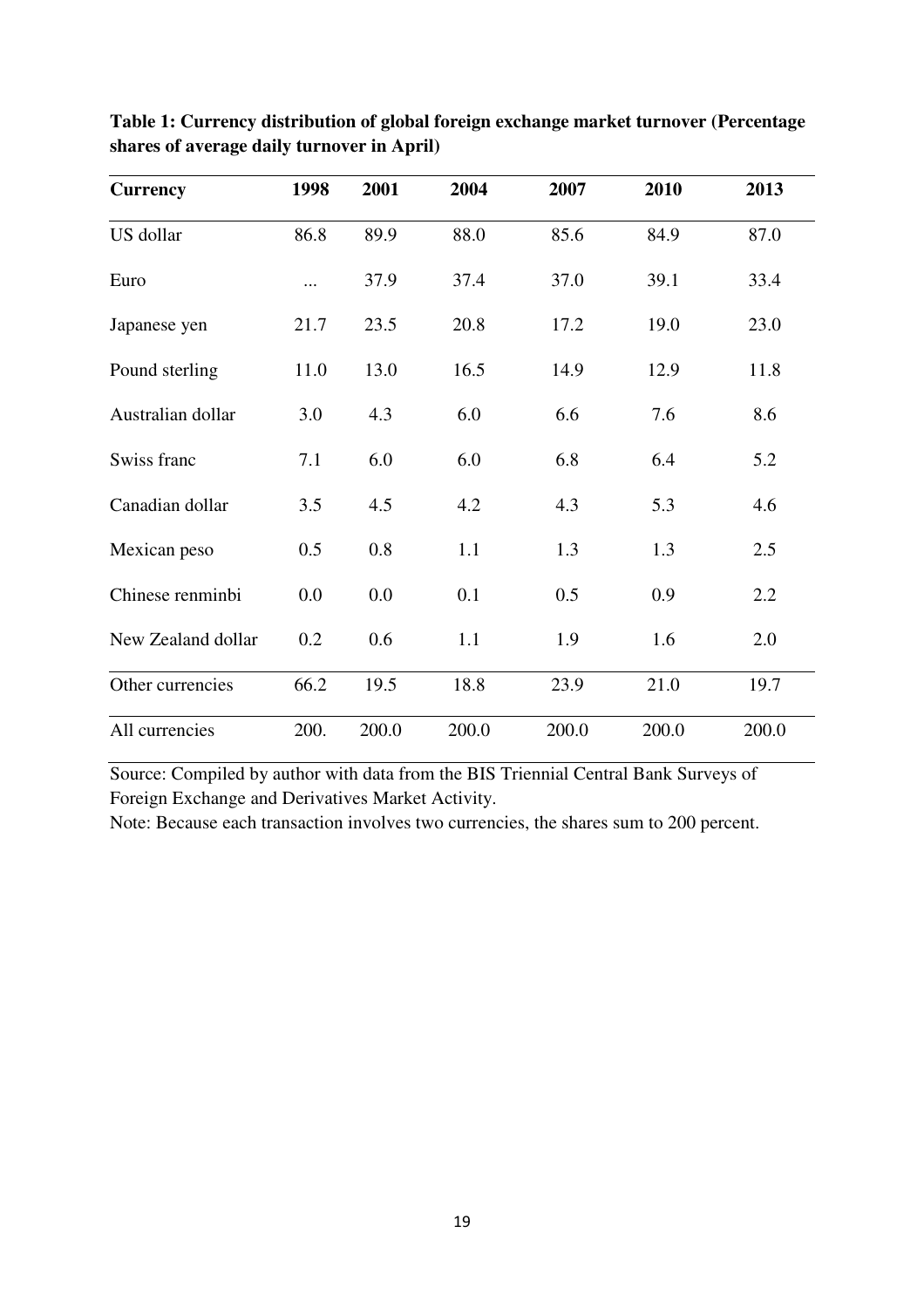**Table 1: Currency distribution of global foreign exchange market turnover (Percentage shares of average daily turnover in April)**

| Currency | 1998 | 2001 | 2004 | 2007 | 2010 | 2013 |
|---|---|---|---|---|---|---|
| US dollar | 86.8 | 89.9 | 88.0 | 85.6 | 84.9 | 87.0 |
| Euro | ... | 37.9 | 37.4 | 37.0 | 39.1 | 33.4 |
| Japanese yen | 21.7 | 23.5 | 20.8 | 17.2 | 19.0 | 23.0 |
| Pound sterling | 11.0 | 13.0 | 16.5 | 14.9 | 12.9 | 11.8 |
| Australian dollar | 3.0 | 4.3 | 6.0 | 6.6 | 7.6 | 8.6 |
| Swiss franc | 7.1 | 6.0 | 6.0 | 6.8 | 6.4 | 5.2 |
| Canadian dollar | 3.5 | 4.5 | 4.2 | 4.3 | 5.3 | 4.6 |
| Mexican peso | 0.5 | 0.8 | 1.1 | 1.3 | 1.3 | 2.5 |
| Chinese renminbi | 0.0 | 0.0 | 0.1 | 0.5 | 0.9 | 2.2 |
| New Zealand dollar | 0.2 | 0.6 | 1.1 | 1.9 | 1.6 | 2.0 |
| Other currencies | 66.2 | 19.5 | 18.8 | 23.9 | 21.0 | 19.7 |
| All currencies | 200. | 200.0 | 200.0 | 200.0 | 200.0 | 200.0 |

Source: Compiled by author with data from the BIS Triennial Central Bank Surveys of Foreign Exchange and Derivatives Market Activity.

Note: Because each transaction involves two currencies, the shares sum to 200 percent.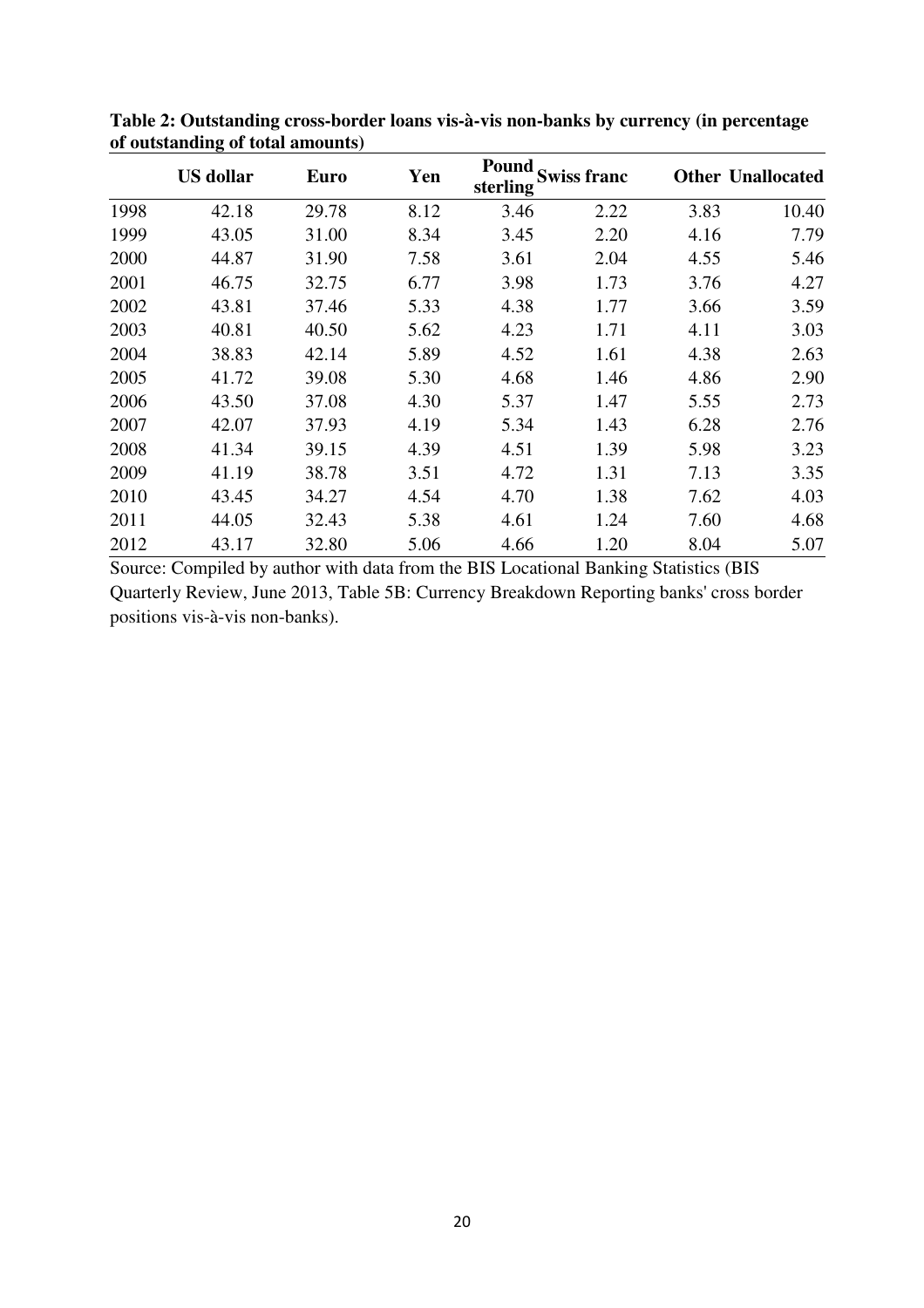**Table 2: Outstanding cross-border loans vis-à-vis non-banks by currency (in percentage of outstanding of total amounts)**

| | US dollar | Euro | Yen | Pound sterling | Swiss franc | Other | Unallocated |
|---|---|---|---|---|---|---|---|
| 1998 | 42.18 | 29.78 | 8.12 | 3.46 | 2.22 | 3.83 | 10.40 |
| 1999 | 43.05 | 31.00 | 8.34 | 3.45 | 2.20 | 4.16 | 7.79 |
| 2000 | 44.87 | 31.90 | 7.58 | 3.61 | 2.04 | 4.55 | 5.46 |
| 2001 | 46.75 | 32.75 | 6.77 | 3.98 | 1.73 | 3.76 | 4.27 |
| 2002 | 43.81 | 37.46 | 5.33 | 4.38 | 1.77 | 3.66 | 3.59 |
| 2003 | 40.81 | 40.50 | 5.62 | 4.23 | 1.71 | 4.11 | 3.03 |
| 2004 | 38.83 | 42.14 | 5.89 | 4.52 | 1.61 | 4.38 | 2.63 |
| 2005 | 41.72 | 39.08 | 5.30 | 4.68 | 1.46 | 4.86 | 2.90 |
| 2006 | 43.50 | 37.08 | 4.30 | 5.37 | 1.47 | 5.55 | 2.73 |
| 2007 | 42.07 | 37.93 | 4.19 | 5.34 | 1.43 | 6.28 | 2.76 |
| 2008 | 41.34 | 39.15 | 4.39 | 4.51 | 1.39 | 5.98 | 3.23 |
| 2009 | 41.19 | 38.78 | 3.51 | 4.72 | 1.31 | 7.13 | 3.35 |
| 2010 | 43.45 | 34.27 | 4.54 | 4.70 | 1.38 | 7.62 | 4.03 |
| 2011 | 44.05 | 32.43 | 5.38 | 4.61 | 1.24 | 7.60 | 4.68 |
| 2012 | 43.17 | 32.80 | 5.06 | 4.66 | 1.20 | 8.04 | 5.07 |

Source: Compiled by author with data from the BIS Locational Banking Statistics (BIS Quarterly Review, June 2013, Table 5B: Currency Breakdown Reporting banks' cross border positions vis-à-vis non-banks).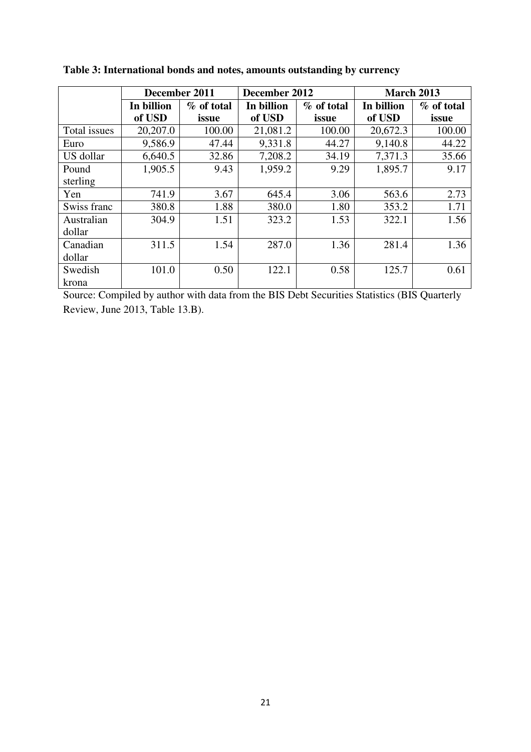**Table 3: International bonds and notes, amounts outstanding by currency**

| | December 2011 | | December 2012 | | March 2013 | |
|---|---|---|---|---|---|---|
| | **In billion of USD** | **% of total issue** | **In billion of USD** | **% of total issue** | **In billion of USD** | **% of total issue** |
| Total issues | 20,207.0 | 100.00 | 21,081.2 | 100.00 | 20,672.3 | 100.00 |
| Euro | 9,586.9 | 47.44 | 9,331.8 | 44.27 | 9,140.8 | 44.22 |
| US dollar | 6,640.5 | 32.86 | 7,208.2 | 34.19 | 7,371.3 | 35.66 |
| Pound sterling | 1,905.5 | 9.43 | 1,959.2 | 9.29 | 1,895.7 | 9.17 |
| Yen | 741.9 | 3.67 | 645.4 | 3.06 | 563.6 | 2.73 |
| Swiss franc | 380.8 | 1.88 | 380.0 | 1.80 | 353.2 | 1.71 |
| Australian dollar | 304.9 | 1.51 | 323.2 | 1.53 | 322.1 | 1.56 |
| Canadian dollar | 311.5 | 1.54 | 287.0 | 1.36 | 281.4 | 1.36 |
| Swedish krona | 101.0 | 0.50 | 122.1 | 0.58 | 125.7 | 0.61 |

Source: Compiled by author with data from the BIS Debt Securities Statistics (BIS Quarterly Review, June 2013, Table 13.B).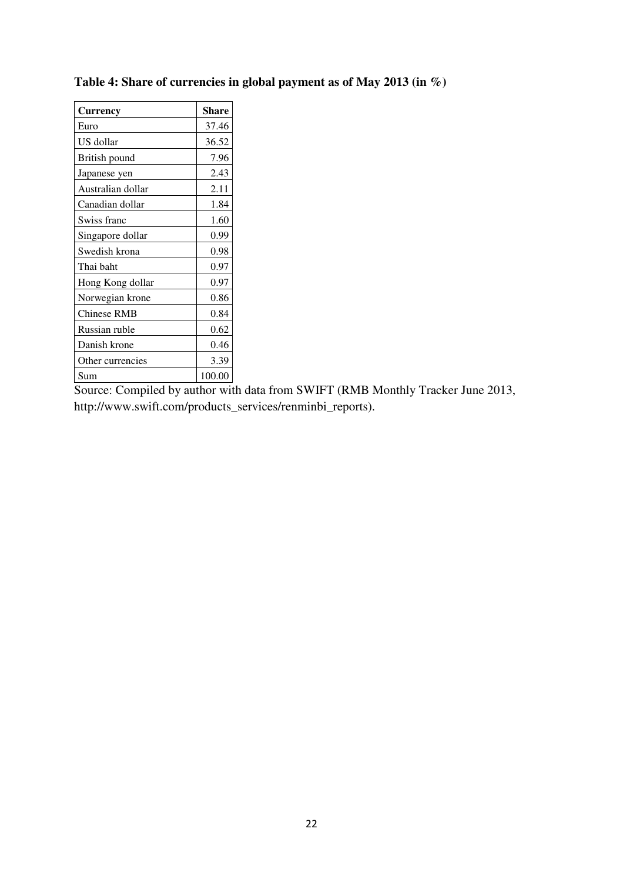**Table 4: Share of currencies in global payment as of May 2013 (in %)**

| Currency | Share |
|---|---|
| Euro | 37.46 |
| US dollar | 36.52 |
| British pound | 7.96 |
| Japanese yen | 2.43 |
| Australian dollar | 2.11 |
| Canadian dollar | 1.84 |
| Swiss franc | 1.60 |
| Singapore dollar | 0.99 |
| Swedish krona | 0.98 |
| Thai baht | 0.97 |
| Hong Kong dollar | 0.97 |
| Norwegian krone | 0.86 |
| Chinese RMB | 0.84 |
| Russian ruble | 0.62 |
| Danish krone | 0.46 |
| Other currencies | 3.39 |
| Sum | 100.00 |

Source: Compiled by author with data from SWIFT (RMB Monthly Tracker June 2013, http://www.swift.com/products_services/renminbi_reports).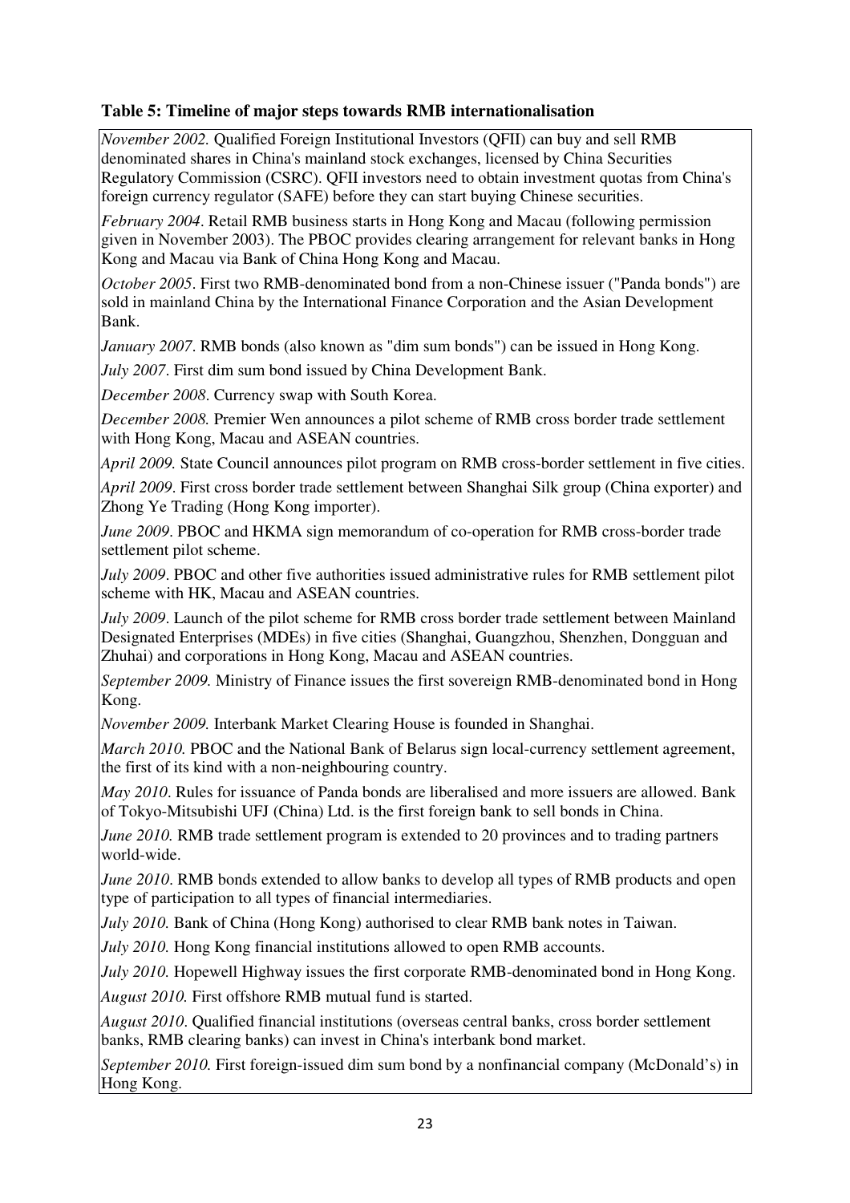**Table 5: Timeline of major steps towards RMB internationalisation**

*November 2002.* Qualified Foreign Institutional Investors (QFII) can buy and sell RMB denominated shares in China's mainland stock exchanges, licensed by China Securities Regulatory Commission (CSRC). QFII investors need to obtain investment quotas from China's foreign currency regulator (SAFE) before they can start buying Chinese securities.

*February 2004*. Retail RMB business starts in Hong Kong and Macau (following permission given in November 2003). The PBOC provides clearing arrangement for relevant banks in Hong Kong and Macau via Bank of China Hong Kong and Macau.

*October 2005*. First two RMB-denominated bond from a non-Chinese issuer ("Panda bonds") are sold in mainland China by the International Finance Corporation and the Asian Development Bank.

*January 2007*. RMB bonds (also known as "dim sum bonds") can be issued in Hong Kong.

*July 2007*. First dim sum bond issued by China Development Bank.

*December 2008*. Currency swap with South Korea.

*December 2008.* Premier Wen announces a pilot scheme of RMB cross border trade settlement with Hong Kong, Macau and ASEAN countries.

*April 2009.* State Council announces pilot program on RMB cross-border settlement in five cities.

*April 2009*. First cross border trade settlement between Shanghai Silk group (China exporter) and Zhong Ye Trading (Hong Kong importer).

*June 2009*. PBOC and HKMA sign memorandum of co-operation for RMB cross-border trade settlement pilot scheme.

*July 2009*. PBOC and other five authorities issued administrative rules for RMB settlement pilot scheme with HK, Macau and ASEAN countries.

*July 2009*. Launch of the pilot scheme for RMB cross border trade settlement between Mainland Designated Enterprises (MDEs) in five cities (Shanghai, Guangzhou, Shenzhen, Dongguan and Zhuhai) and corporations in Hong Kong, Macau and ASEAN countries.

*September 2009.* Ministry of Finance issues the first sovereign RMB-denominated bond in Hong Kong.

*November 2009.* Interbank Market Clearing House is founded in Shanghai.

*March 2010.* PBOC and the National Bank of Belarus sign local-currency settlement agreement, the first of its kind with a non-neighbouring country.

*May 2010*. Rules for issuance of Panda bonds are liberalised and more issuers are allowed. Bank of Tokyo-Mitsubishi UFJ (China) Ltd. is the first foreign bank to sell bonds in China.

*June 2010.* RMB trade settlement program is extended to 20 provinces and to trading partners world-wide.

*June 2010*. RMB bonds extended to allow banks to develop all types of RMB products and open type of participation to all types of financial intermediaries.

*July 2010.* Bank of China (Hong Kong) authorised to clear RMB bank notes in Taiwan.

*July 2010.* Hong Kong financial institutions allowed to open RMB accounts.

*July 2010.* Hopewell Highway issues the first corporate RMB-denominated bond in Hong Kong.

*August 2010.* First offshore RMB mutual fund is started.

*August 2010*. Qualified financial institutions (overseas central banks, cross border settlement banks, RMB clearing banks) can invest in China's interbank bond market.

*September 2010.* First foreign-issued dim sum bond by a nonfinancial company (McDonald's) in Hong Kong.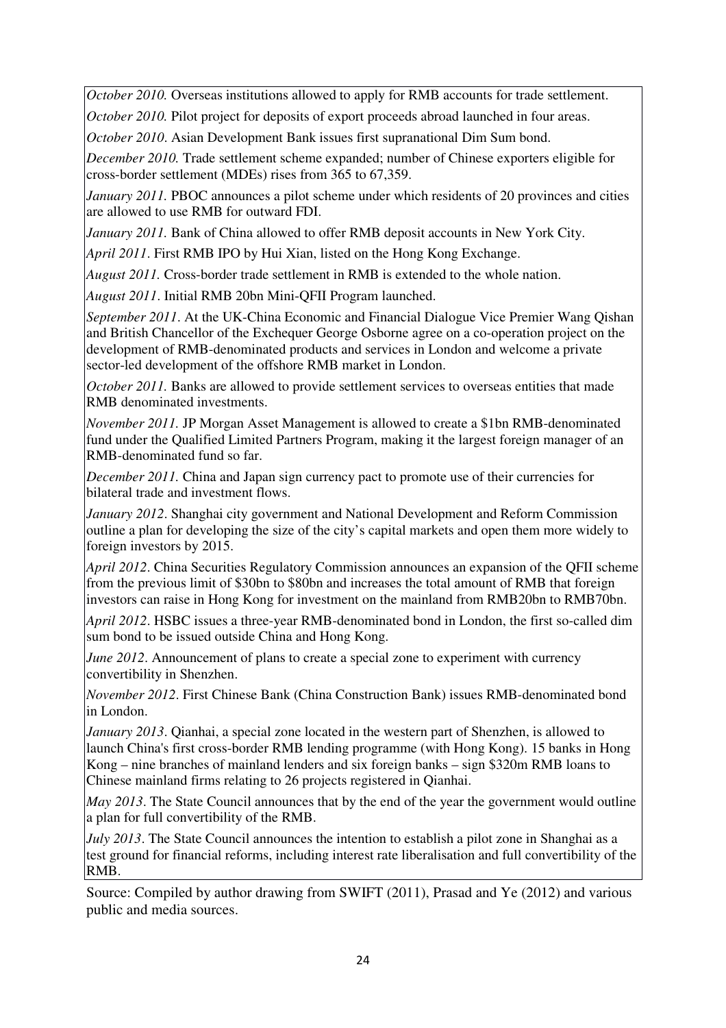*October 2010.* Overseas institutions allowed to apply for RMB accounts for trade settlement.

*October 2010.* Pilot project for deposits of export proceeds abroad launched in four areas.

*October 2010.* Asian Development Bank issues first supranational Dim Sum bond.

*December 2010.* Trade settlement scheme expanded; number of Chinese exporters eligible for cross-border settlement (MDEs) rises from 365 to 67,359.

*January 2011.* PBOC announces a pilot scheme under which residents of 20 provinces and cities are allowed to use RMB for outward FDI.

*January 2011.* Bank of China allowed to offer RMB deposit accounts in New York City.

*April 2011*. First RMB IPO by Hui Xian, listed on the Hong Kong Exchange.

*August 2011.* Cross-border trade settlement in RMB is extended to the whole nation.

*August 2011*. Initial RMB 20bn Mini-QFII Program launched.

*September 2011*. At the UK-China Economic and Financial Dialogue Vice Premier Wang Qishan and British Chancellor of the Exchequer George Osborne agree on a co-operation project on the development of RMB-denominated products and services in London and welcome a private sector-led development of the offshore RMB market in London.

*October 2011.* Banks are allowed to provide settlement services to overseas entities that made RMB denominated investments.

*November 2011.* JP Morgan Asset Management is allowed to create a $1bn RMB-denominated fund under the Qualified Limited Partners Program, making it the largest foreign manager of an RMB-denominated fund so far.

*December 2011.* China and Japan sign currency pact to promote use of their currencies for bilateral trade and investment flows.

*January 2012*. Shanghai city government and National Development and Reform Commission outline a plan for developing the size of the city's capital markets and open them more widely to foreign investors by 2015.

*April 2012*. China Securities Regulatory Commission announces an expansion of the QFII scheme from the previous limit of $30bn to $80bn and increases the total amount of RMB that foreign investors can raise in Hong Kong for investment on the mainland from RMB20bn to RMB70bn.

*April 2012*. HSBC issues a three-year RMB-denominated bond in London, the first so-called dim sum bond to be issued outside China and Hong Kong.

*June 2012*. Announcement of plans to create a special zone to experiment with currency convertibility in Shenzhen.

*November 2012*. First Chinese Bank (China Construction Bank) issues RMB-denominated bond in London.

*January 2013*. Qianhai, a special zone located in the western part of Shenzhen, is allowed to launch China's first cross-border RMB lending programme (with Hong Kong). 15 banks in Hong Kong – nine branches of mainland lenders and six foreign banks – sign $320m RMB loans to Chinese mainland firms relating to 26 projects registered in Qianhai.

*May 2013*. The State Council announces that by the end of the year the government would outline a plan for full convertibility of the RMB.

*July 2013*. The State Council announces the intention to establish a pilot zone in Shanghai as a test ground for financial reforms, including interest rate liberalisation and full convertibility of the RMB.

Source: Compiled by author drawing from SWIFT (2011), Prasad and Ye (2012) and various public and media sources.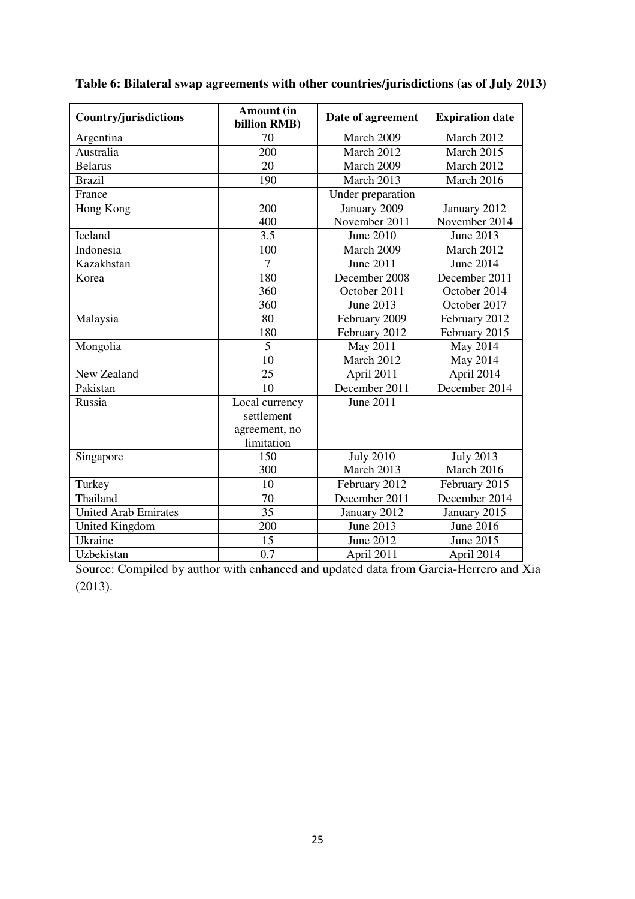**Table 6: Bilateral swap agreements with other countries/jurisdictions (as of July 2013)**

| Country/jurisdictions | Amount (in billion RMB) | Date of agreement | Expiration date |
|---|---|---|---|
| Argentina | 70 | March 2009 | March 2012 |
| Australia | 200 | March 2012 | March 2015 |
| Belarus | 20 | March 2009 | March 2012 |
| Brazil | 190 | March 2013 | March 2016 |
| France | | Under preparation | |
| Hong Kong | 200 | January 2009 | January 2012 |
| | 400 | November 2011 | November 2014 |
| Iceland | 3.5 | June 2010 | June 2013 |
| Indonesia | 100 | March 2009 | March 2012 |
| Kazakhstan | 7 | June 2011 | June 2014 |
| Korea | 180 | December 2008 | December 2011 |
| | 360 | October 2011 | October 2014 |
| | 360 | June 2013 | October 2017 |
| Malaysia | 80 | February 2009 | February 2012 |
| | 180 | February 2012 | February 2015 |
| Mongolia | 5 | May 2011 | May 2014 |
| | 10 | March 2012 | May 2014 |
| New Zealand | 25 | April 2011 | April 2014 |
| Pakistan | 10 | December 2011 | December 2014 |
| Russia | Local currency settlement agreement, no limitation | June 2011 | |
| Singapore | 150 | July 2010 | July 2013 |
| | 300 | March 2013 | March 2016 |
| Turkey | 10 | February 2012 | February 2015 |
| Thailand | 70 | December 2011 | December 2014 |
| United Arab Emirates | 35 | January 2012 | January 2015 |
| United Kingdom | 200 | June 2013 | June 2016 |
| Ukraine | 15 | June 2012 | June 2015 |
| Uzbekistan | 0.7 | April 2011 | April 2014 |

Source: Compiled by author with enhanced and updated data from Garcia-Herrero and Xia (2013).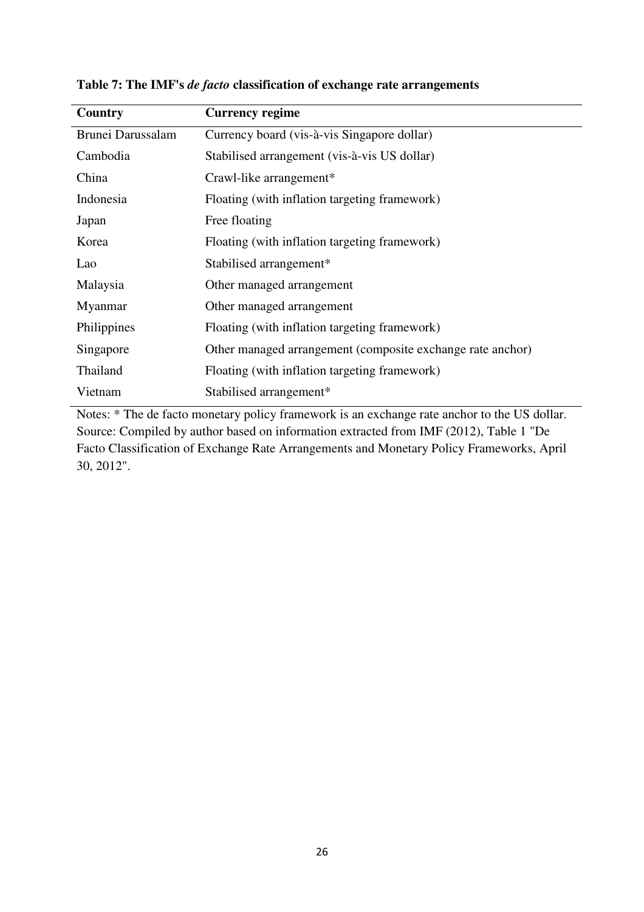**Table 7: The IMF's *de facto* classification of exchange rate arrangements**

| Country | Currency regime |
|---|---|
| Brunei Darussalam | Currency board (vis-à-vis Singapore dollar) |
| Cambodia | Stabilised arrangement (vis-à-vis US dollar) |
| China | Crawl-like arrangement* |
| Indonesia | Floating (with inflation targeting framework) |
| Japan | Free floating |
| Korea | Floating (with inflation targeting framework) |
| Lao | Stabilised arrangement* |
| Malaysia | Other managed arrangement |
| Myanmar | Other managed arrangement |
| Philippines | Floating (with inflation targeting framework) |
| Singapore | Other managed arrangement (composite exchange rate anchor) |
| Thailand | Floating (with inflation targeting framework) |
| Vietnam | Stabilised arrangement* |

Notes: * The de facto monetary policy framework is an exchange rate anchor to the US dollar.
Source: Compiled by author based on information extracted from IMF (2012), Table 1 "De Facto Classification of Exchange Rate Arrangements and Monetary Policy Frameworks, April 30, 2012".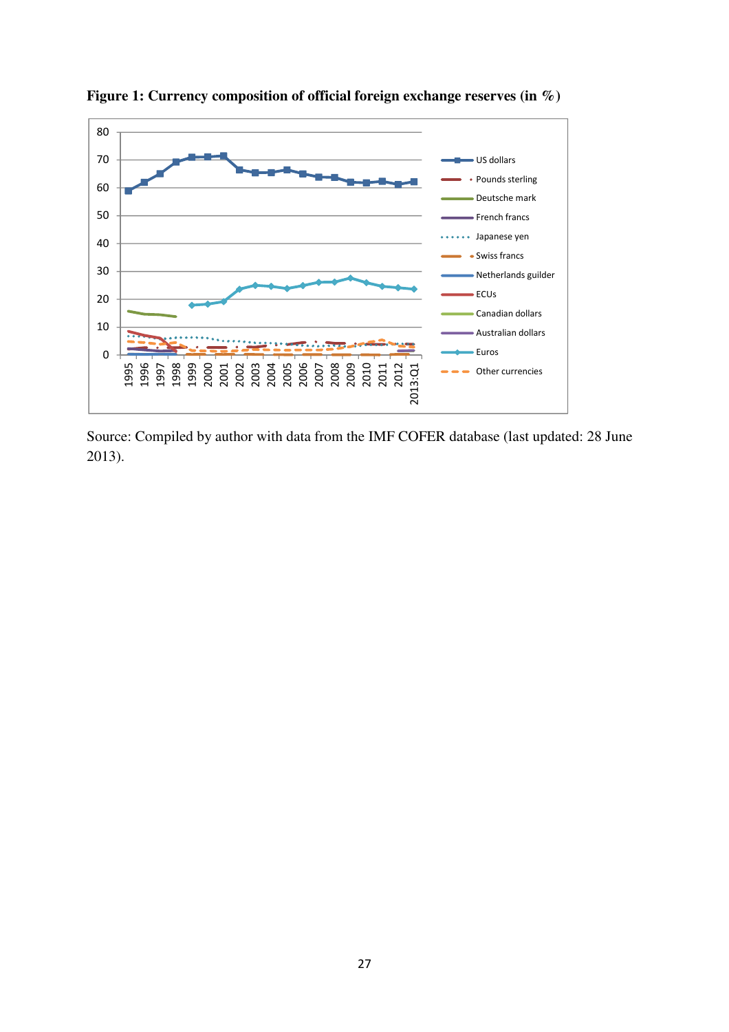**Figure 1: Currency composition of official foreign exchange reserves (in %)**

Source: Compiled by author with data from the IMF COFER database (last updated: 28 June 2013).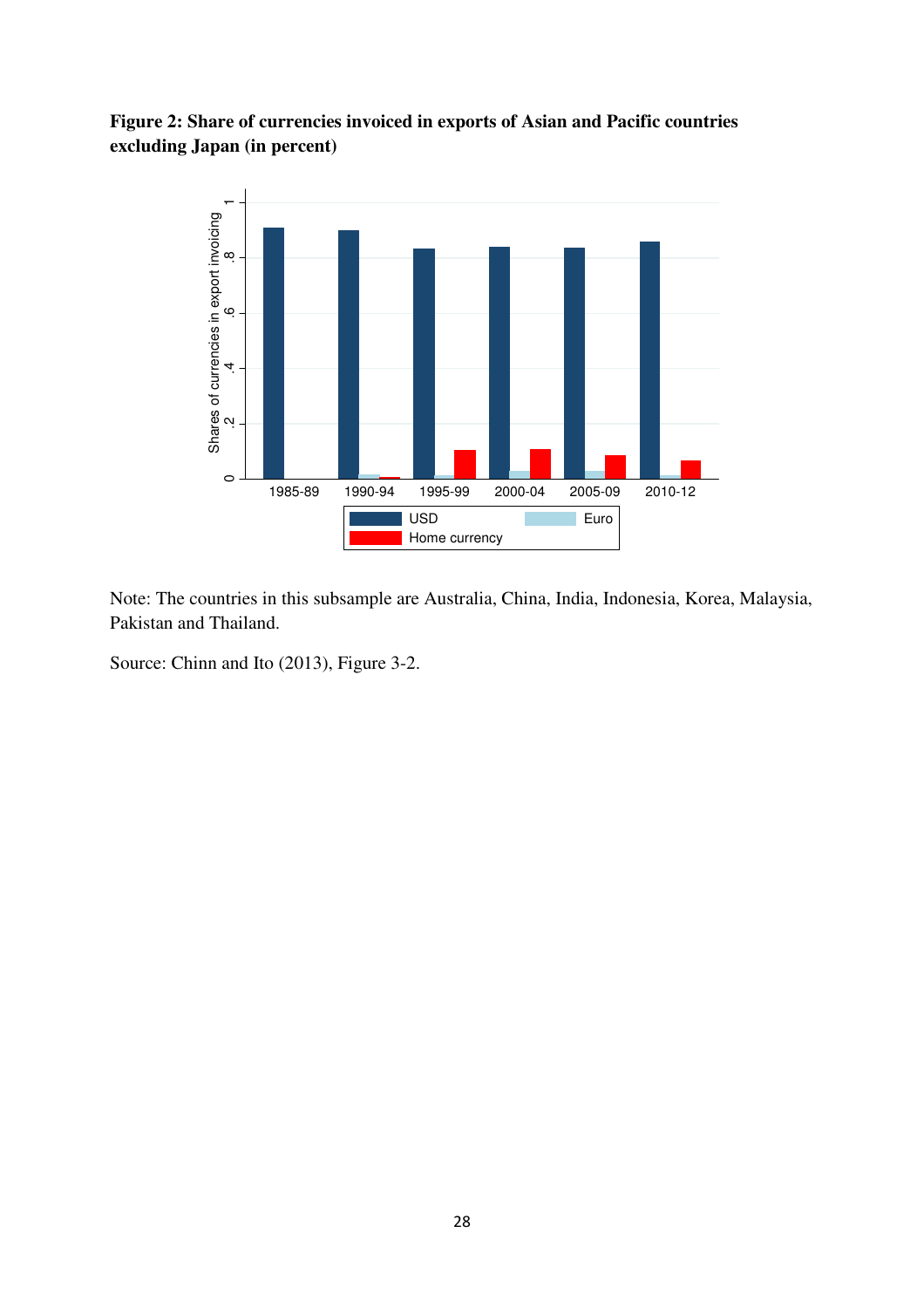**Figure 2: Share of currencies invoiced in exports of Asian and Pacific countries excluding Japan (in percent)**

Note: The countries in this subsample are Australia, China, India, Indonesia, Korea, Malaysia, Pakistan and Thailand.

Source: Chinn and Ito (2013), Figure 3-2.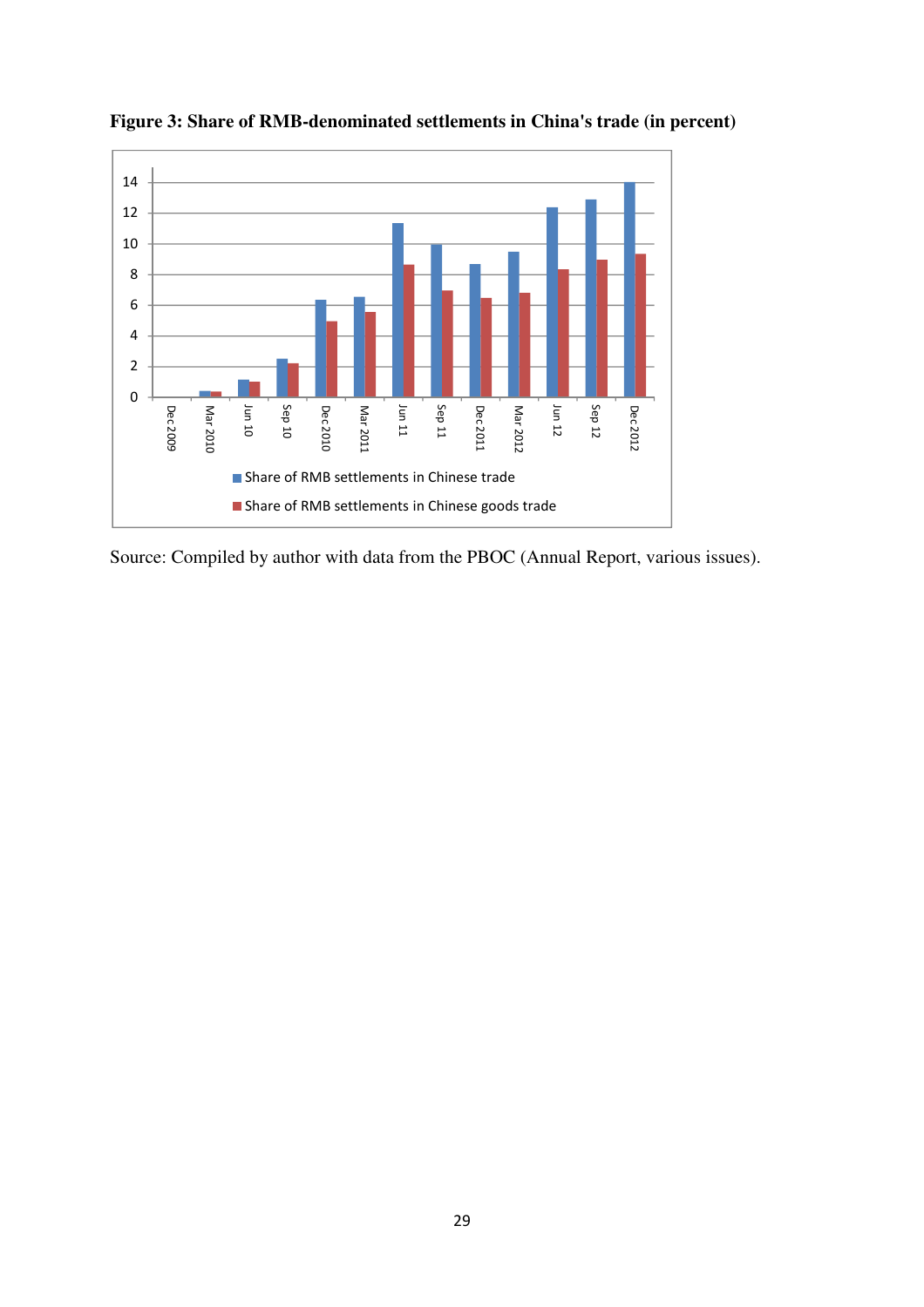**Figure 3: Share of RMB-denominated settlements in China's trade (in percent)**

Source: Compiled by author with data from the PBOC (Annual Report, various issues).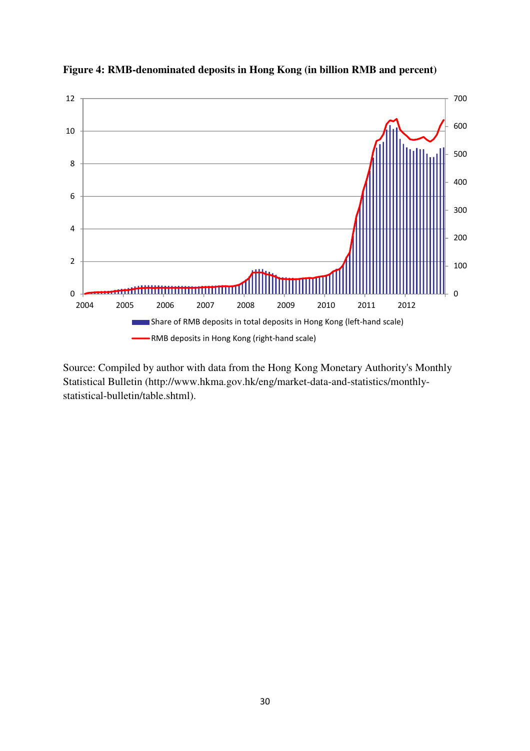**Figure 4: RMB-denominated deposits in Hong Kong (in billion RMB and percent)**

Source: Compiled by author with data from the Hong Kong Monetary Authority's Monthly Statistical Bulletin (http://www.hkma.gov.hk/eng/market-data-and-statistics/monthly-statistical-bulletin/table.shtml).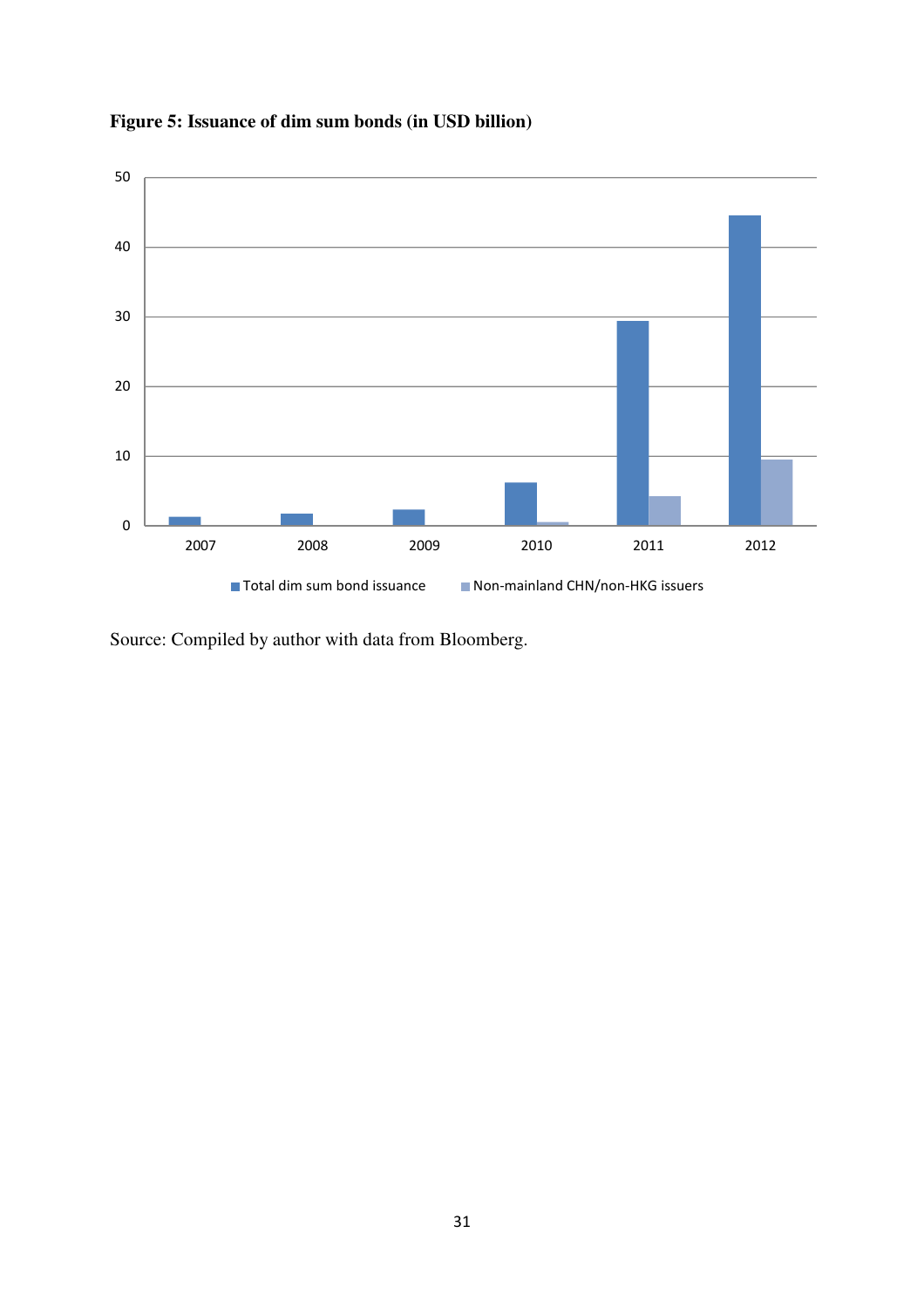**Figure 5: Issuance of dim sum bonds (in USD billion)**

Source: Compiled by author with data from Bloomberg.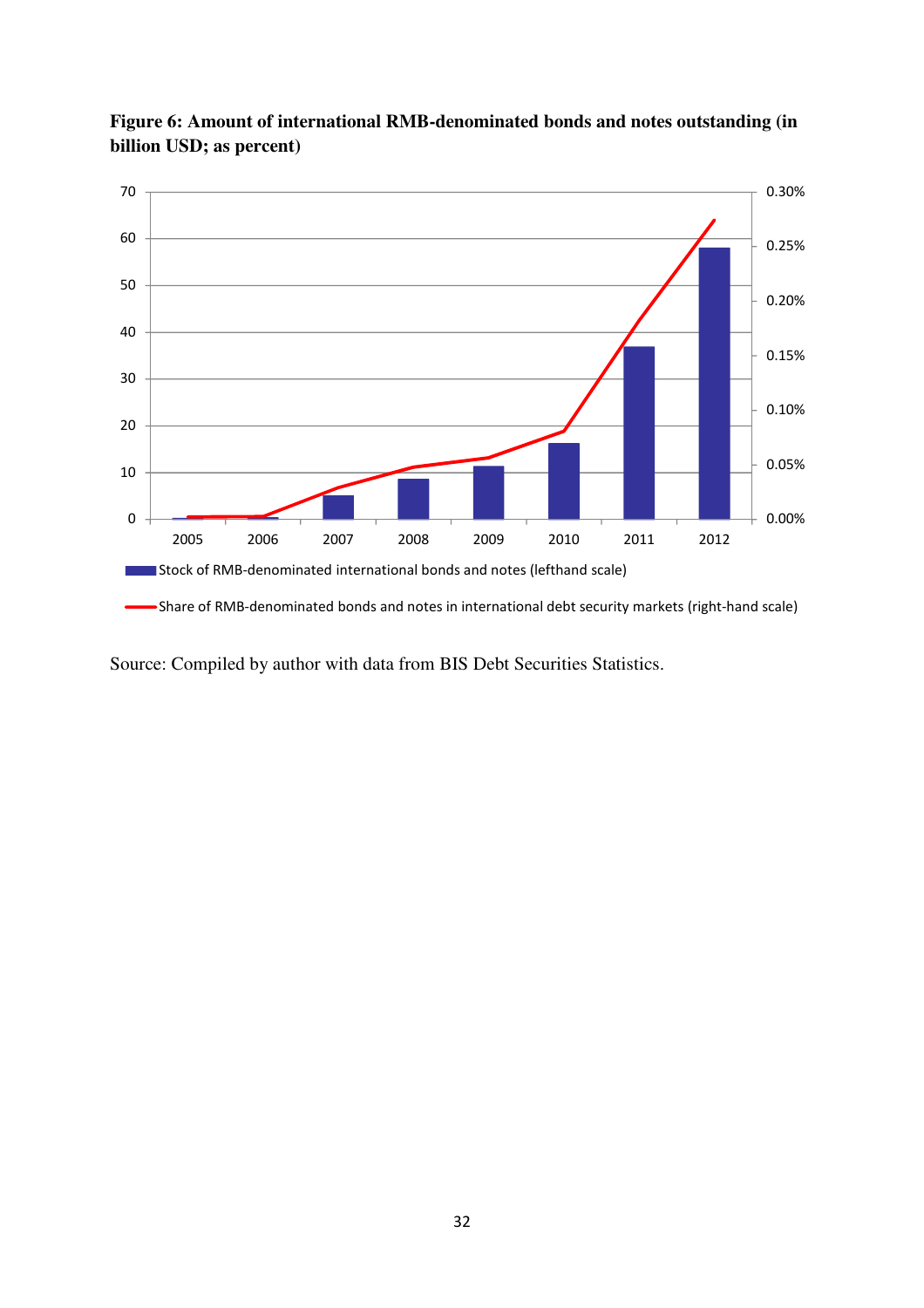**Figure 6: Amount of international RMB-denominated bonds and notes outstanding (in billion USD; as percent)**

Source: Compiled by author with data from BIS Debt Securities Statistics.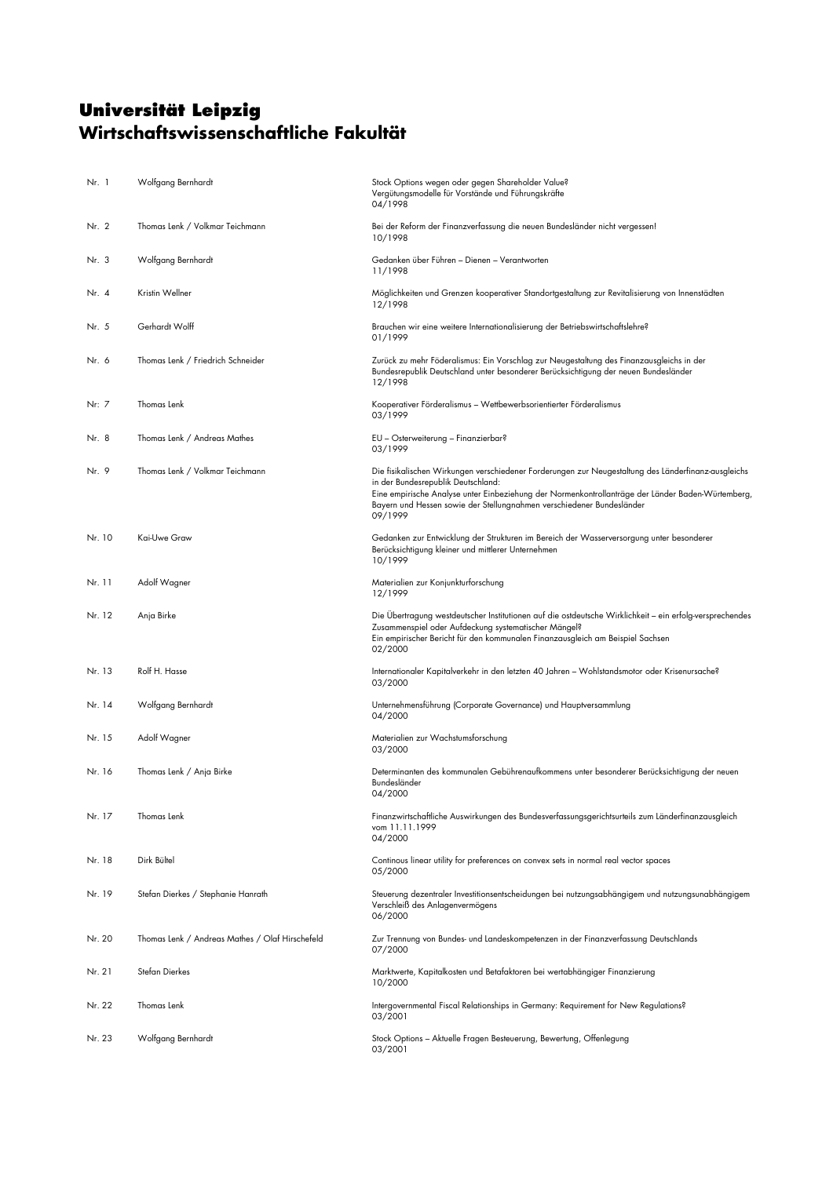# Universität Leipzig
# Wirtschaftswissenschaftliche Fakultät

| Nr. | Autor | Titel |
|---|---|---|
| Nr. 1 | Wolfgang Bernhardt | Stock Options wegen oder gegen Shareholder Value? Vergütungsmodelle für Vorstände und Führungskräfte 04/1998 |
| Nr. 2 | Thomas Lenk / Volkmar Teichmann | Bei der Reform der Finanzverfassung die neuen Bundesländer nicht vergessen! 10/1998 |
| Nr. 3 | Wolfgang Bernhardt | Gedanken über Führen – Dienen – Verantworten 11/1998 |
| Nr. 4 | Kristin Wellner | Möglichkeiten und Grenzen kooperativer Standortgestaltung zur Revitalisierung von Innenstädten 12/1998 |
| Nr. 5 | Gerhardt Wolff | Brauchen wir eine weitere Internationalisierung der Betriebswirtschaftslehre? 01/1999 |
| Nr. 6 | Thomas Lenk / Friedrich Schneider | Zurück zu mehr Föderalismus: Ein Vorschlag zur Neugestaltung des Finanzausgleichs in der Bundesrepublik Deutschland unter besonderer Berücksichtigung der neuen Bundesländer 12/1998 |
| Nr: 7 | Thomas Lenk | Kooperativer Förderalismus – Wettbewerbsorientierter Förderalismus 03/1999 |
| Nr. 8 | Thomas Lenk / Andreas Mathes | EU – Osterweiterung – Finanzierbar? 03/1999 |
| Nr. 9 | Thomas Lenk / Volkmar Teichmann | Die fisikalischen Wirkungen verschiedener Forderungen zur Neugestaltung des Länderfinanz-ausgleichs in der Bundesrepublik Deutschland: Eine empirische Analyse unter Einbeziehung der Normenkontrollanträge der Länder Baden-Würtemberg, Bayern und Hessen sowie der Stellungnahmen verschiedener Bundesländer 09/1999 |
| Nr. 10 | Kai-Uwe Graw | Gedanken zur Entwicklung der Strukturen im Bereich der Wasserversorgung unter besonderer Berücksichtigung kleiner und mittlerer Unternehmen 10/1999 |
| Nr. 11 | Adolf Wagner | Materialien zur Konjunkturforschung 12/1999 |
| Nr. 12 | Anja Birke | Die Übertragung westdeutscher Institutionen auf die ostdeutsche Wirklichkeit – ein erfolg-versprechendes Zusammenspiel oder Aufdeckung systematischer Mängel? Ein empirischer Bericht für den kommunalen Finanzausgleich am Beispiel Sachsen 02/2000 |
| Nr. 13 | Rolf H. Hasse | Internationaler Kapitalverkehr in den letzten 40 Jahren – Wohlstandsmotor oder Krisenursache? 03/2000 |
| Nr. 14 | Wolfgang Bernhardt | Unternehmensführung (Corporate Governance) und Hauptversammlung 04/2000 |
| Nr. 15 | Adolf Wagner | Materialien zur Wachstumsforschung 03/2000 |
| Nr. 16 | Thomas Lenk / Anja Birke | Determinanten des kommunalen Gebührenaufkommens unter besonderer Berücksichtigung der neuen Bundesländer 04/2000 |
| Nr. 17 | Thomas Lenk | Finanzwirtschaftliche Auswirkungen des Bundesverfassungsgerichtsurteils zum Länderfinanzausgleich vom 11.11.1999 04/2000 |
| Nr. 18 | Dirk Bültel | Continous linear utility for preferences on convex sets in normal real vector spaces 05/2000 |
| Nr. 19 | Stefan Dierkes / Stephanie Hanrath | Steuerung dezentraler Investitionsentscheidungen bei nutzungsabhängigem und nutzungsunabhängigem Verschleiß des Anlagenvermögens 06/2000 |
| Nr. 20 | Thomas Lenk / Andreas Mathes / Olaf Hirschefeld | Zur Trennung von Bundes- und Landeskompetenzen in der Finanzverfassung Deutschlands 07/2000 |
| Nr. 21 | Stefan Dierkes | Marktwerte, Kapitalkosten und Betafaktoren bei wertabhängiger Finanzierung 10/2000 |
| Nr. 22 | Thomas Lenk | Intergovernmental Fiscal Relationships in Germany: Requirement for New Regulations? 03/2001 |
| Nr. 23 | Wolfgang Bernhardt | Stock Options – Aktuelle Fragen Besteuerung, Bewertung, Offenlegung 03/2001 |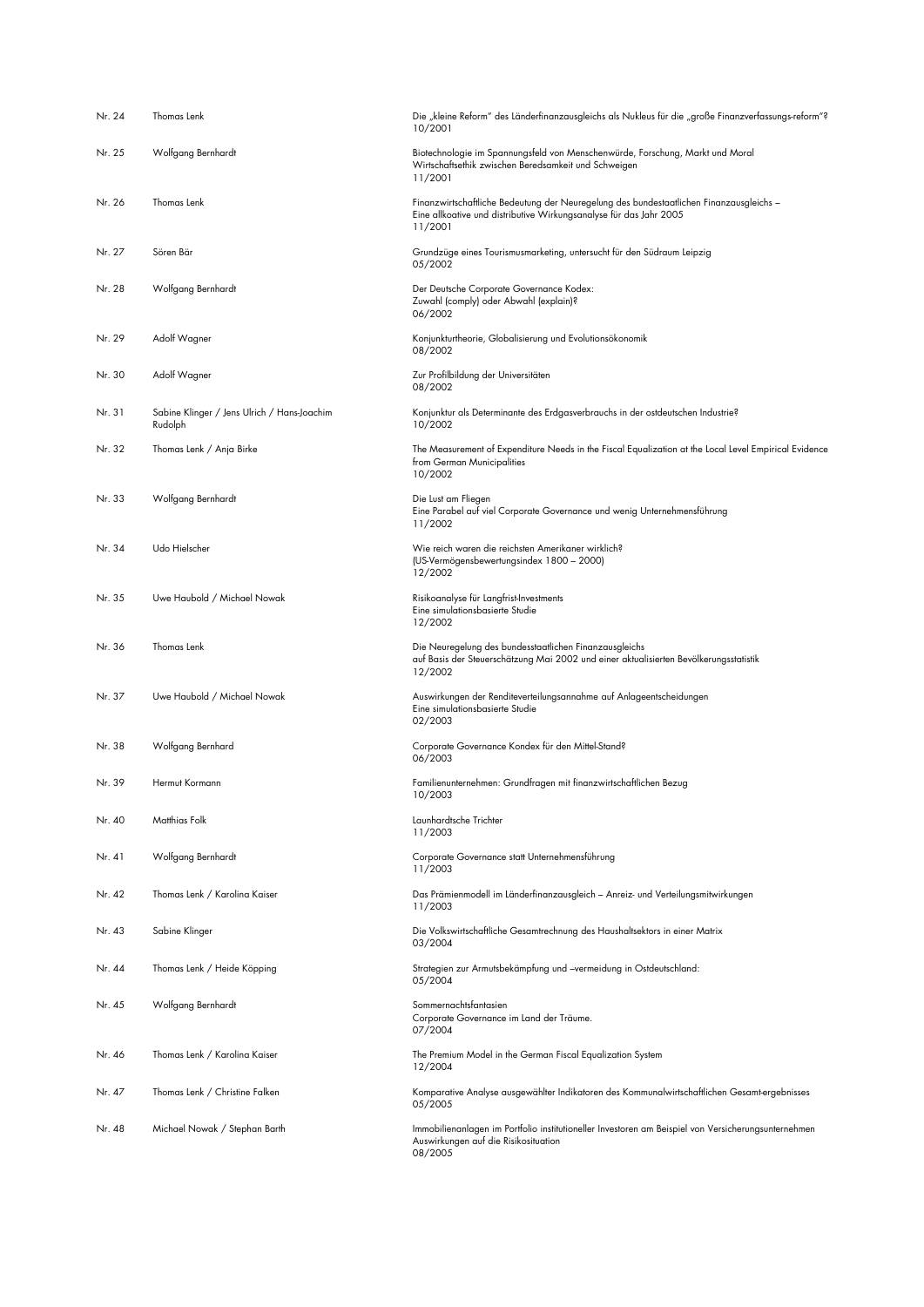| | | |
|---|---|---|
| Nr. 24 | Thomas Lenk | Die „kleine Reform" des Länderfinanzausgleichs als Nukleus für die „große Finanzverfassungs-reform"?<br>10/2001 |
| Nr. 25 | Wolfgang Bernhardt | Biotechnologie im Spannungsfeld von Menschenwürde, Forschung, Markt und Moral<br>Wirtschaftsethik zwischen Beredsamkeit und Schweigen<br>11/2001 |
| Nr. 26 | Thomas Lenk | Finanzwirtschaftliche Bedeutung der Neuregelung des bundesstaatlichen Finanzausgleichs –<br>Eine allkoative und distributive Wirkungsanalyse für das Jahr 2005<br>11/2001 |
| Nr. 27 | Sören Bär | Grundzüge eines Tourismusmarketing, untersucht für den Südraum Leipzig<br>05/2002 |
| Nr. 28 | Wolfgang Bernhardt | Der Deutsche Corporate Governance Kodex:<br>Zuwahl (comply) oder Abwahl (explain)?<br>06/2002 |
| Nr. 29 | Adolf Wagner | Konjunkturtheorie, Globalisierung und Evolutionsökonomik<br>08/2002 |
| Nr. 30 | Adolf Wagner | Zur Profilbildung der Universitäten<br>08/2002 |
| Nr. 31 | Sabine Klinger / Jens Ulrich / Hans-Joachim Rudolph | Konjunktur als Determinante des Erdgasverbrauchs in der ostdeutschen Industrie?<br>10/2002 |
| Nr. 32 | Thomas Lenk / Anja Birke | The Measurement of Expenditure Needs in the Fiscal Equalization at the Local Level Empirical Evidence from German Municipalities<br>10/2002 |
| Nr. 33 | Wolfgang Bernhardt | Die Lust am Fliegen<br>Eine Parabel auf viel Corporate Governance und wenig Unternehmensführung<br>11/2002 |
| Nr. 34 | Udo Hielscher | Wie reich waren die reichsten Amerikaner wirklich?<br>(US-Vermögensbewertungsindex 1800 – 2000)<br>12/2002 |
| Nr. 35 | Uwe Haubold / Michael Nowak | Risikoanalyse für Langfrist-Investments<br>Eine simulationsbasierte Studie<br>12/2002 |
| Nr. 36 | Thomas Lenk | Die Neuregelung des bundesstaatlichen Finanzausgleichs<br>auf Basis der Steuerschätzung Mai 2002 und einer aktualisierten Bevölkerungsstatistik<br>12/2002 |
| Nr. 37 | Uwe Haubold / Michael Nowak | Auswirkungen der Renditeverteilungsannahme auf Anlageentscheidungen<br>Eine simulationsbasierte Studie<br>02/2003 |
| Nr. 38 | Wolfgang Bernhard | Corporate Governance Kondex für den Mittel-Stand?<br>06/2003 |
| Nr. 39 | Hermut Kormann | Familienunternehmen: Grundfragen mit finanzwirtschaftlichen Bezug<br>10/2003 |
| Nr. 40 | Matthias Folk | Launhardtsche Trichter<br>11/2003 |
| Nr. 41 | Wolfgang Bernhardt | Corporate Governance statt Unternehmensführung<br>11/2003 |
| Nr. 42 | Thomas Lenk / Karolina Kaiser | Das Prämienmodell im Länderfinanzausgleich – Anreiz- und Verteilungsmitwirkungen<br>11/2003 |
| Nr. 43 | Sabine Klinger | Die Volkswirtschaftliche Gesamtrechnung des Haushaltsektors in einer Matrix<br>03/2004 |
| Nr. 44 | Thomas Lenk / Heide Köpping | Strategien zur Armutsbekämpfung und –vermeidung in Ostdeutschland:<br>05/2004 |
| Nr. 45 | Wolfgang Bernhardt | Sommernachtsfantasien<br>Corporate Governance im Land der Träume.<br>07/2004 |
| Nr. 46 | Thomas Lenk / Karolina Kaiser | The Premium Model in the German Fiscal Equalization System<br>12/2004 |
| Nr. 47 | Thomas Lenk / Christine Falken | Komparative Analyse ausgewählter Indikatoren des Kommunalwirtschaftlichen Gesamt-ergebnisses<br>05/2005 |
| Nr. 48 | Michael Nowak / Stephan Barth | Immobilienanlagen im Portfolio institutioneller Investoren am Beispiel von Versicherungsunternehmen<br>Auswirkungen auf die Risikosituation<br>08/2005 |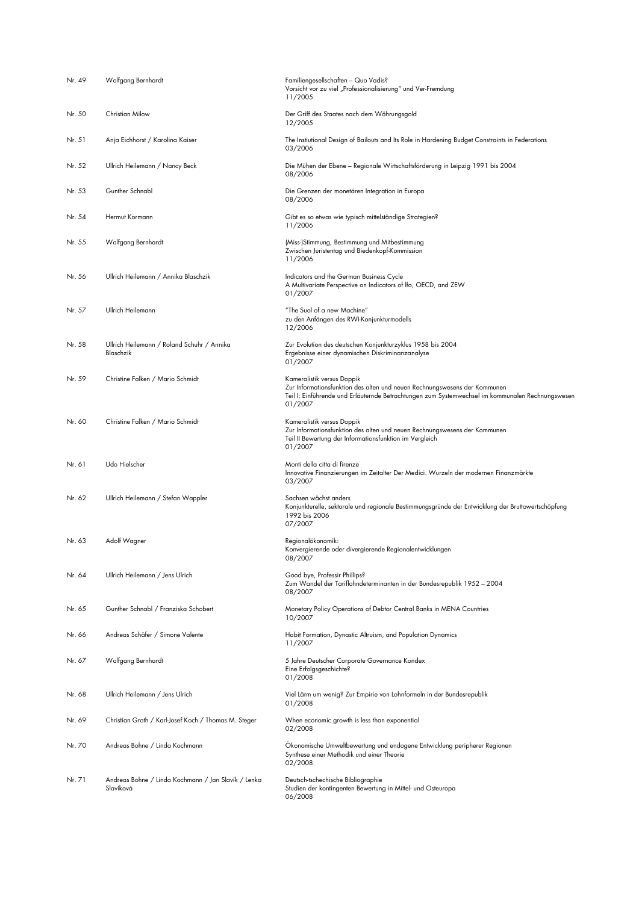| | | |
|---|---|---|
| Nr. 49 | Wolfgang Bernhardt | Familiengesellschaften – Quo Vadis?<br>Vorsicht vor zu viel „Professionalisierung“ und Ver-Fremdung<br>11/2005 |
| Nr. 50 | Christian Milow | Der Griff des Staates nach dem Währungsgold<br>12/2005 |
| Nr. 51 | Anja Eichhorst / Karolina Kaiser | The Instiutional Design of Bailouts and Its Role in Hardening Budget Constraints in Federations<br>03/2006 |
| Nr. 52 | Ullrich Heilemann / Nancy Beck | Die Mühen der Ebene – Regionale Wirtschaftsförderung in Leipzig 1991 bis 2004<br>08/2006 |
| Nr. 53 | Gunther Schnabl | Die Grenzen der monetären Integration in Europa<br>08/2006 |
| Nr. 54 | Hermut Kormann | Gibt es so etwas wie typisch mittelständige Strategien?<br>11/2006 |
| Nr. 55 | Wolfgang Bernhardt | (Miss-)Stimmung, Bestimmung und Mitbestimmung<br>Zwischen Juristentag und Biedenkopf-Kommission<br>11/2006 |
| Nr. 56 | Ullrich Heilemann / Annika Blaschzik | Indicators and the German Business Cycle<br>A Multivariate Perspective on Indicators of Ifo, OECD, and ZEW<br>01/2007 |
| Nr. 57 | Ullrich Heilemann | "The Suol of a new Machine"<br>zu den Anfängen des RWI-Konjunkturmodells<br>12/2006 |
| Nr. 58 | Ullrich Heilemann / Roland Schuhr / Annika Blaschzik | Zur Evolution des deutschen Konjunkturzyklus 1958 bis 2004<br>Ergebnisse einer dynamischen Diskriminanzanalyse<br>01/2007 |
| Nr. 59 | Christine Falken / Mario Schmidt | Kameralistik versus Doppik<br>Zur Informationsfunktion des alten und neuen Rechnungswesens der Kommunen<br>Teil I: Einführende und Erläuternde Betrachtungen zum Systemwechsel im kommunalen Rechnungswesen<br>01/2007 |
| Nr. 60 | Christine Falken / Mario Schmidt | Kameralistik versus Doppik<br>Zur Informationsfunktion des alten und neuen Rechnungswesens der Kommunen<br>Teil II Bewertung der Informationsfunktion im Vergleich<br>01/2007 |
| Nr. 61 | Udo Hielscher | Monti della citta di firenze<br>Innovative Finanzierungen im Zeitalter Der Medici. Wurzeln der modernen Finanzmärkte<br>03/2007 |
| Nr. 62 | Ullrich Heilemann / Stefan Wappler | Sachsen wächst anders<br>Konjunkturelle, sektorale und regionale Bestimmungsgründe der Entwicklung der Bruttowertschöpfung 1992 bis 2006<br>07/2007 |
| Nr. 63 | Adolf Wagner | Regionalökonomik:<br>Konvergierende oder divergierende Regionalentwicklungen<br>08/2007 |
| Nr. 64 | Ullrich Heilemann / Jens Ulrich | Good bye, Professir Phillips?<br>Zum Wandel der Tariflohndeterminanten in der Bundesrepublik 1952 – 2004<br>08/2007 |
| Nr. 65 | Gunther Schnabl / Franziska Schobert | Monetary Policy Operations of Debtor Central Banks in MENA Countries<br>10/2007 |
| Nr. 66 | Andreas Schäfer / Simone Valente | Habit Formation, Dynastic Altruism, and Population Dynamics<br>11/2007 |
| Nr. 67 | Wolfgang Bernhardt | 5 Jahre Deutscher Corporate Governance Kondex<br>Eine Erfolgsgeschichte?<br>01/2008 |
| Nr. 68 | Ullrich Heilemann / Jens Ulrich | Viel Lärm um wenig? Zur Empirie von Lohnformeln in der Bundesrepublik<br>01/2008 |
| Nr. 69 | Christian Groth / Karl-Josef Koch / Thomas M. Steger | When economic growth is less than exponential<br>02/2008 |
| Nr. 70 | Andreas Bohne / Linda Kochmann | Ökonomische Umweltbewertung und endogene Entwicklung peripherer Regionen<br>Synthese einer Methodik und einer Theorie<br>02/2008 |
| Nr. 71 | Andreas Bohne / Linda Kochmann / Jan Slavík / Lenka Slavíková | Deutsch-tschechische Bibliographie<br>Studien der kontingenten Bewertung in Mittel- und Osteuropa<br>06/2008 |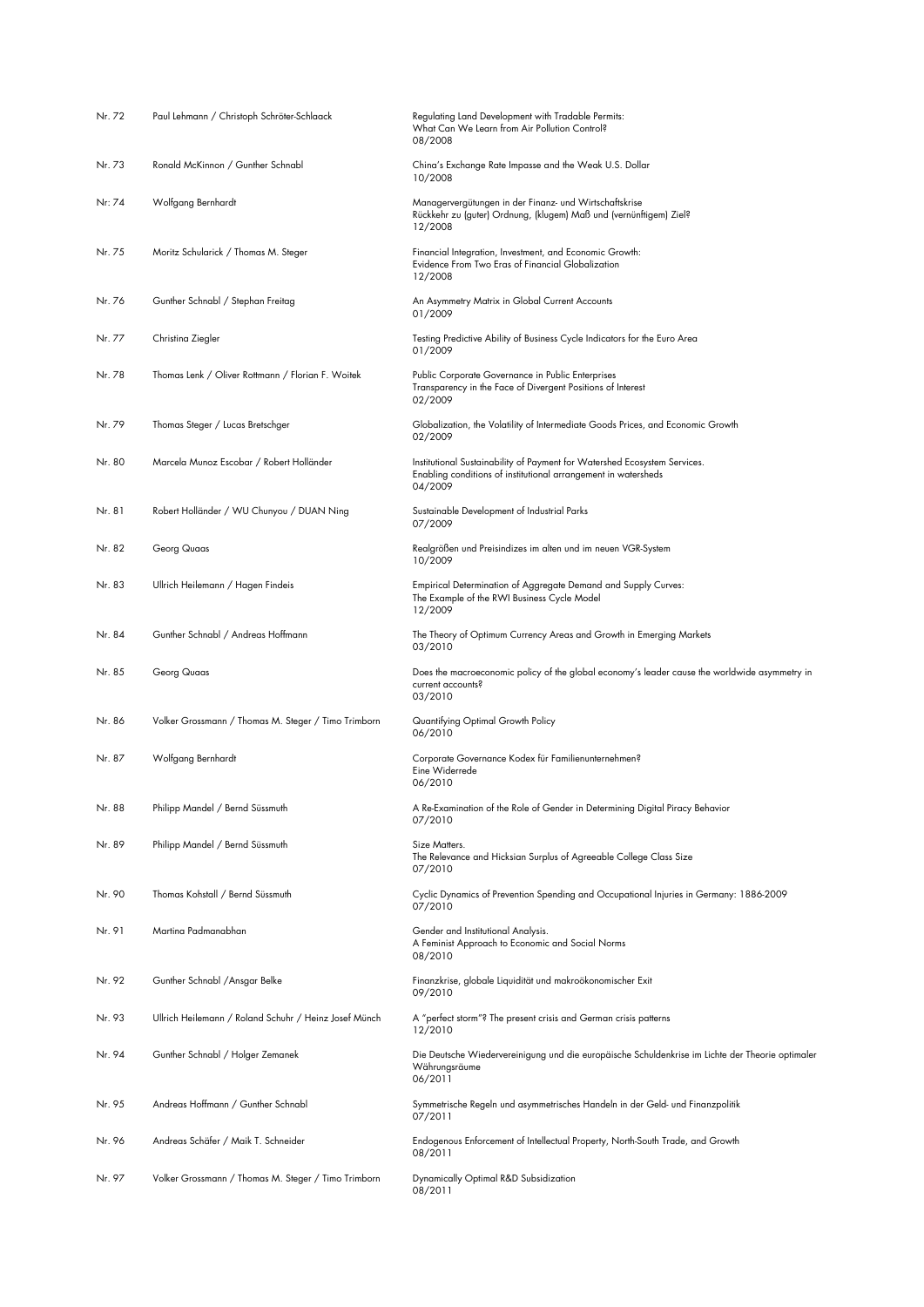| | | |
|---|---|---|
| Nr. 72 | Paul Lehmann / Christoph Schröter-Schlaack | Regulating Land Development with Tradable Permits: What Can We Learn from Air Pollution Control? 08/2008 |
| Nr. 73 | Ronald McKinnon / Gunther Schnabl | China's Exchange Rate Impasse and the Weak U.S. Dollar 10/2008 |
| Nr: 74 | Wolfgang Bernhardt | Managervergütungen in der Finanz- und Wirtschaftskrise Rückkehr zu (guter) Ordnung, (klugem) Maß und (vernünftigem) Ziel? 12/2008 |
| Nr. 75 | Moritz Schularick / Thomas M. Steger | Financial Integration, Investment, and Economic Growth: Evidence From Two Eras of Financial Globalization 12/2008 |
| Nr. 76 | Gunther Schnabl / Stephan Freitag | An Asymmetry Matrix in Global Current Accounts 01/2009 |
| Nr. 77 | Christina Ziegler | Testing Predictive Ability of Business Cycle Indicators for the Euro Area 01/2009 |
| Nr. 78 | Thomas Lenk / Oliver Rottmann / Florian F. Woitek | Public Corporate Governance in Public Enterprises Transparency in the Face of Divergent Positions of Interest 02/2009 |
| Nr. 79 | Thomas Steger / Lucas Bretschger | Globalization, the Volatility of Intermediate Goods Prices, and Economic Growth 02/2009 |
| Nr. 80 | Marcela Munoz Escobar / Robert Holländer | Institutional Sustainability of Payment for Watershed Ecosystem Services. Enabling conditions of institutional arrangement in watersheds 04/2009 |
| Nr. 81 | Robert Holländer / WU Chunyou / DUAN Ning | Sustainable Development of Industrial Parks 07/2009 |
| Nr. 82 | Georg Quaas | Realgrößen und Preisindizes im alten und im neuen VGR-System 10/2009 |
| Nr. 83 | Ullrich Heilemann / Hagen Findeis | Empirical Determination of Aggregate Demand and Supply Curves: The Example of the RWI Business Cycle Model 12/2009 |
| Nr. 84 | Gunther Schnabl / Andreas Hoffmann | The Theory of Optimum Currency Areas and Growth in Emerging Markets 03/2010 |
| Nr. 85 | Georg Quaas | Does the macroeconomic policy of the global economy's leader cause the worldwide asymmetry in current accounts? 03/2010 |
| Nr. 86 | Volker Grossmann / Thomas M. Steger / Timo Trimborn | Quantifying Optimal Growth Policy 06/2010 |
| Nr. 87 | Wolfgang Bernhardt | Corporate Governance Kodex für Familienunternehmen? Eine Widerrede 06/2010 |
| Nr. 88 | Philipp Mandel / Bernd Süssmuth | A Re-Examination of the Role of Gender in Determining Digital Piracy Behavior 07/2010 |
| Nr. 89 | Philipp Mandel / Bernd Süssmuth | Size Matters. The Relevance and Hicksian Surplus of Agreeable College Class Size 07/2010 |
| Nr. 90 | Thomas Kohstall / Bernd Süssmuth | Cyclic Dynamics of Prevention Spending and Occupational Injuries in Germany: 1886-2009 07/2010 |
| Nr. 91 | Martina Padmanabhan | Gender and Institutional Analysis. A Feminist Approach to Economic and Social Norms 08/2010 |
| Nr. 92 | Gunther Schnabl /Ansgar Belke | Finanzkrise, globale Liquidität und makroökonomischer Exit 09/2010 |
| Nr. 93 | Ullrich Heilemann / Roland Schuhr / Heinz Josef Münch | A "perfect storm"? The present crisis and German crisis patterns 12/2010 |
| Nr. 94 | Gunther Schnabl / Holger Zemanek | Die Deutsche Wiedervereinigung und die europäische Schuldenkrise im Lichte der Theorie optimaler Währungsräume 06/2011 |
| Nr. 95 | Andreas Hoffmann / Gunther Schnabl | Symmetrische Regeln und asymmetrisches Handeln in der Geld- und Finanzpolitik 07/2011 |
| Nr. 96 | Andreas Schäfer / Maik T. Schneider | Endogenous Enforcement of Intellectual Property, North-South Trade, and Growth 08/2011 |
| Nr. 97 | Volker Grossmann / Thomas M. Steger / Timo Trimborn | Dynamically Optimal R&D Subsidization 08/2011 |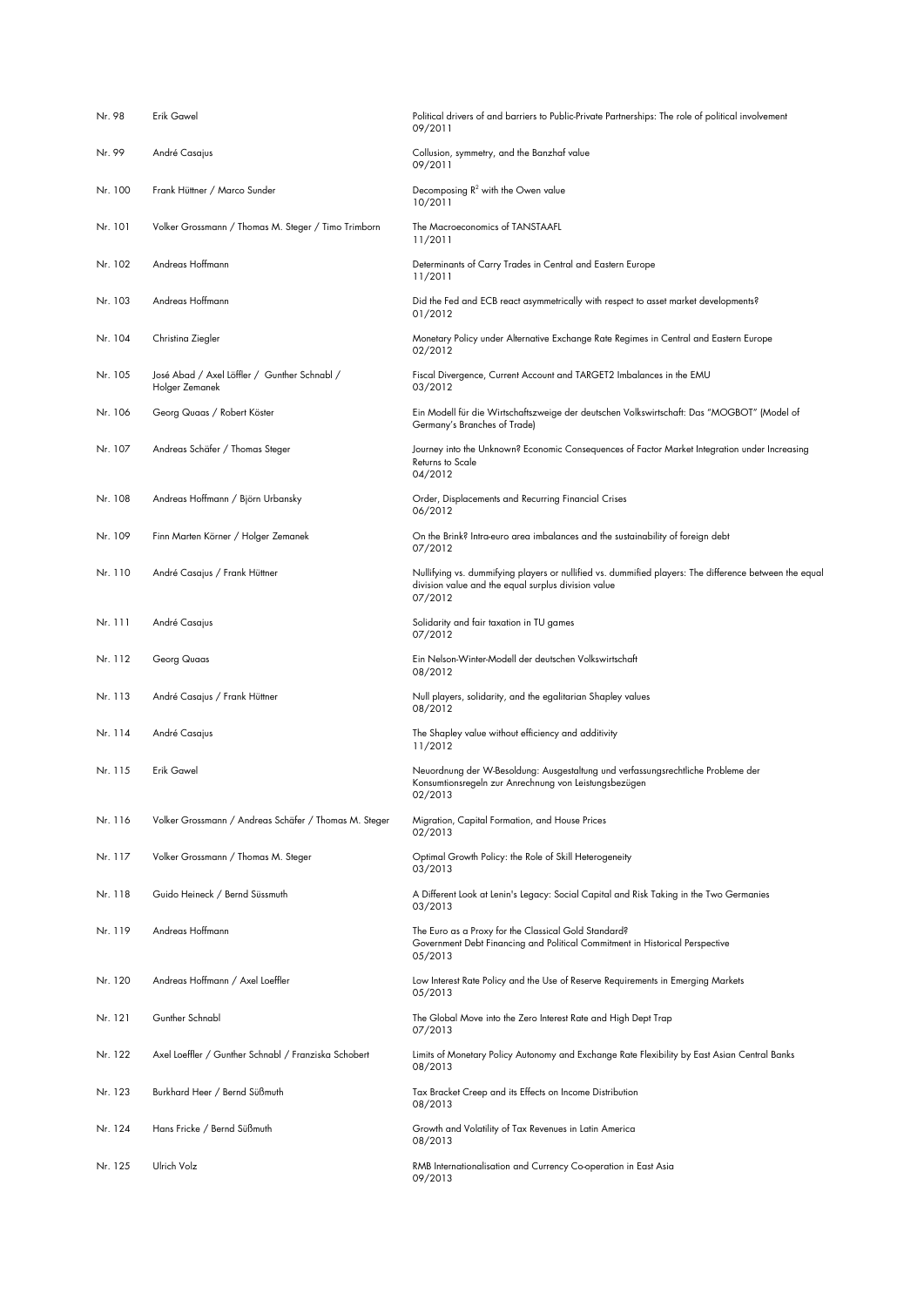| | | |
|---|---|---|
| Nr. 98 | Erik Gawel | Political drivers of and barriers to Public-Private Partnerships: The role of political involvement<br>09/2011 |
| Nr. 99 | André Casajus | Collusion, symmetry, and the Banzhaf value<br>09/2011 |
| Nr. 100 | Frank Hüttner / Marco Sunder | Decomposing $R^2$ with the Owen value<br>10/2011 |
| Nr. 101 | Volker Grossmann / Thomas M. Steger / Timo Trimborn | The Macroeconomics of TANSTAAFL<br>11/2011 |
| Nr. 102 | Andreas Hoffmann | Determinants of Carry Trades in Central and Eastern Europe<br>11/2011 |
| Nr. 103 | Andreas Hoffmann | Did the Fed and ECB react asymmetrically with respect to asset market developments?<br>01/2012 |
| Nr. 104 | Christina Ziegler | Monetary Policy under Alternative Exchange Rate Regimes in Central and Eastern Europe<br>02/2012 |
| Nr. 105 | José Abad / Axel Löffler / Gunther Schnabl / Holger Zemanek | Fiscal Divergence, Current Account and TARGET2 Imbalances in the EMU<br>03/2012 |
| Nr. 106 | Georg Quaas / Robert Köster | Ein Modell für die Wirtschaftszweige der deutschen Volkswirtschaft: Das "MOGBOT" (Model of Germany's Branches of Trade) |
| Nr. 107 | Andreas Schäfer / Thomas Steger | Journey into the Unknown? Economic Consequences of Factor Market Integration under Increasing Returns to Scale<br>04/2012 |
| Nr. 108 | Andreas Hoffmann / Björn Urbansky | Order, Displacements and Recurring Financial Crises<br>06/2012 |
| Nr. 109 | Finn Marten Körner / Holger Zemanek | On the Brink? Intra-euro area imbalances and the sustainability of foreign debt<br>07/2012 |
| Nr. 110 | André Casajus / Frank Hüttner | Nullifying vs. dummifying players or nullified vs. dummified players: The difference between the equal division value and the equal surplus division value<br>07/2012 |
| Nr. 111 | André Casajus | Solidarity and fair taxation in TU games<br>07/2012 |
| Nr. 112 | Georg Quaas | Ein Nelson-Winter-Modell der deutschen Volkswirtschaft<br>08/2012 |
| Nr. 113 | André Casajus / Frank Hüttner | Null players, solidarity, and the egalitarian Shapley values<br>08/2012 |
| Nr. 114 | André Casajus | The Shapley value without efficiency and additivity<br>11/2012 |
| Nr. 115 | Erik Gawel | Neuordnung der W-Besoldung: Ausgestaltung und verfassungsrechtliche Probleme der Konsumtionsregeln zur Anrechnung von Leistungsbezügen<br>02/2013 |
| Nr. 116 | Volker Grossmann / Andreas Schäfer / Thomas M. Steger | Migration, Capital Formation, and House Prices<br>02/2013 |
| Nr. 117 | Volker Grossmann / Thomas M. Steger | Optimal Growth Policy: the Role of Skill Heterogeneity<br>03/2013 |
| Nr. 118 | Guido Heineck / Bernd Süssmuth | A Different Look at Lenin's Legacy: Social Capital and Risk Taking in the Two Germanies<br>03/2013 |
| Nr. 119 | Andreas Hoffmann | The Euro as a Proxy for the Classical Gold Standard?<br>Government Debt Financing and Political Commitment in Historical Perspective<br>05/2013 |
| Nr. 120 | Andreas Hoffmann / Axel Loeffler | Low Interest Rate Policy and the Use of Reserve Requirements in Emerging Markets<br>05/2013 |
| Nr. 121 | Gunther Schnabl | The Global Move into the Zero Interest Rate and High Dept Trap<br>07/2013 |
| Nr. 122 | Axel Loeffler / Gunther Schnabl / Franziska Schobert | Limits of Monetary Policy Autonomy and Exchange Rate Flexibility by East Asian Central Banks<br>08/2013 |
| Nr. 123 | Burkhard Heer / Bernd Süßmuth | Tax Bracket Creep and its Effects on Income Distribution<br>08/2013 |
| Nr. 124 | Hans Fricke / Bernd Süßmuth | Growth and Volatility of Tax Revenues in Latin America<br>08/2013 |
| Nr. 125 | Ulrich Volz | RMB Internationalisation and Currency Co-operation in East Asia<br>09/2013 |